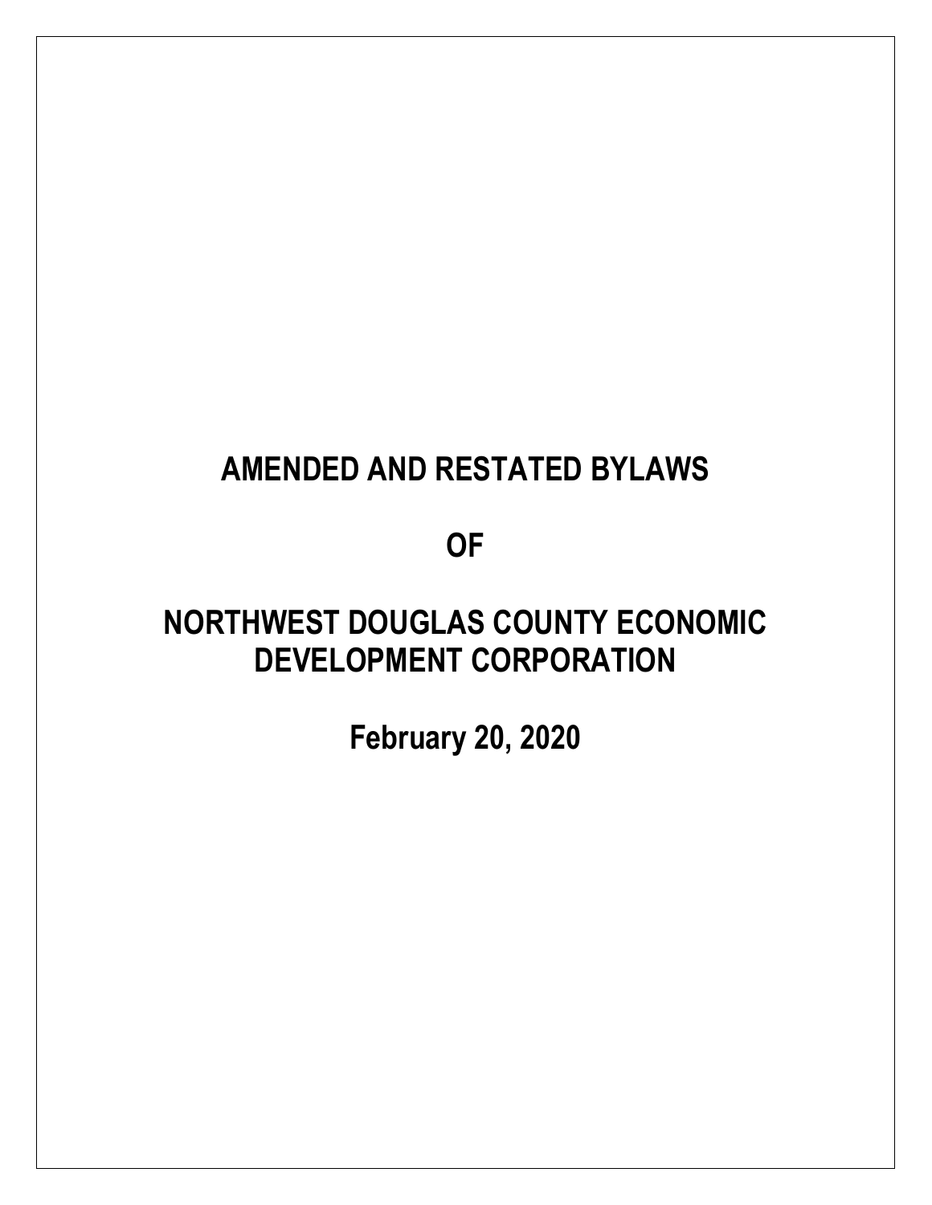# AMENDED AND RESTATED BYLAWS

# OF

# NORTHWEST DOUGLAS COUNTY ECONOMIC DEVELOPMENT CORPORATION

# February 20, 2020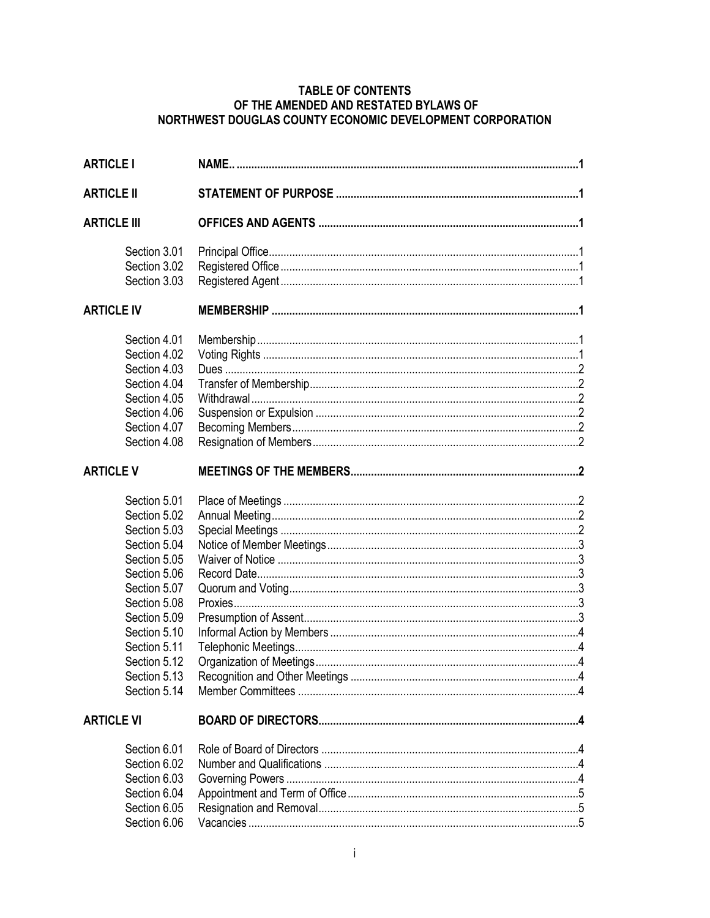**TABLE OF CONTENTS**
**OF THE AMENDED AND RESTATED BYLAWS OF**
**NORTHWEST DOUGLAS COUNTY ECONOMIC DEVELOPMENT CORPORATION**

| | | |
|---|---|---|
| **ARTICLE I** | **NAME..** | **1** |
| **ARTICLE II** | **STATEMENT OF PURPOSE** | **1** |
| **ARTICLE III** | **OFFICES AND AGENTS** | **1** |
| Section 3.01 | Principal Office | 1 |
| Section 3.02 | Registered Office | 1 |
| Section 3.03 | Registered Agent | 1 |
| **ARTICLE IV** | **MEMBERSHIP** | **1** |
| Section 4.01 | Membership | 1 |
| Section 4.02 | Voting Rights | 1 |
| Section 4.03 | Dues | 2 |
| Section 4.04 | Transfer of Membership | 2 |
| Section 4.05 | Withdrawal | 2 |
| Section 4.06 | Suspension or Expulsion | 2 |
| Section 4.07 | Becoming Members | 2 |
| Section 4.08 | Resignation of Members | 2 |
| **ARTICLE V** | **MEETINGS OF THE MEMBERS** | **2** |
| Section 5.01 | Place of Meetings | 2 |
| Section 5.02 | Annual Meeting | 2 |
| Section 5.03 | Special Meetings | 2 |
| Section 5.04 | Notice of Member Meetings | 3 |
| Section 5.05 | Waiver of Notice | 3 |
| Section 5.06 | Record Date | 3 |
| Section 5.07 | Quorum and Voting | 3 |
| Section 5.08 | Proxies | 3 |
| Section 5.09 | Presumption of Assent | 3 |
| Section 5.10 | Informal Action by Members | 4 |
| Section 5.11 | Telephonic Meetings | 4 |
| Section 5.12 | Organization of Meetings | 4 |
| Section 5.13 | Recognition and Other Meetings | 4 |
| Section 5.14 | Member Committees | 4 |
| **ARTICLE VI** | **BOARD OF DIRECTORS** | **4** |
| Section 6.01 | Role of Board of Directors | 4 |
| Section 6.02 | Number and Qualifications | 4 |
| Section 6.03 | Governing Powers | 4 |
| Section 6.04 | Appointment and Term of Office | 5 |
| Section 6.05 | Resignation and Removal | 5 |
| Section 6.06 | Vacancies | 5 |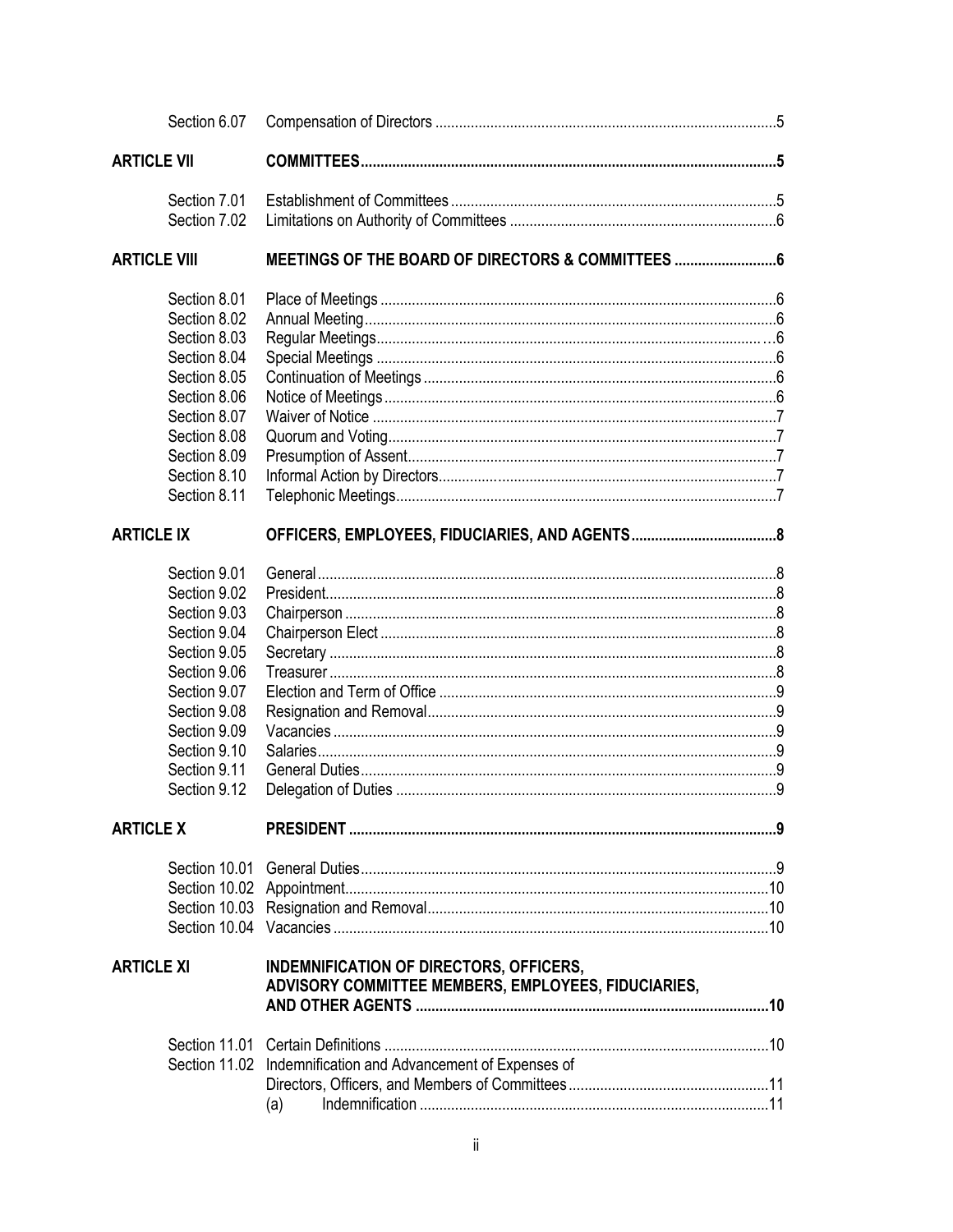| | | |
|---|---|---|
| Section 6.07 | Compensation of Directors | 5 |
| **ARTICLE VII** | **COMMITTEES** | **5** |
| Section 7.01 | Establishment of Committees | 5 |
| Section 7.02 | Limitations on Authority of Committees | 6 |
| **ARTICLE VIII** | **MEETINGS OF THE BOARD OF DIRECTORS & COMMITTEES** | **6** |
| Section 8.01 | Place of Meetings | 6 |
| Section 8.02 | Annual Meeting | 6 |
| Section 8.03 | Regular Meetings | 6 |
| Section 8.04 | Special Meetings | 6 |
| Section 8.05 | Continuation of Meetings | 6 |
| Section 8.06 | Notice of Meetings | 6 |
| Section 8.07 | Waiver of Notice | 7 |
| Section 8.08 | Quorum and Voting | 7 |
| Section 8.09 | Presumption of Assent | 7 |
| Section 8.10 | Informal Action by Directors | 7 |
| Section 8.11 | Telephonic Meetings | 7 |
| **ARTICLE IX** | **OFFICERS, EMPLOYEES, FIDUCIARIES, AND AGENTS** | **8** |
| Section 9.01 | General | 8 |
| Section 9.02 | President | 8 |
| Section 9.03 | Chairperson | 8 |
| Section 9.04 | Chairperson Elect | 8 |
| Section 9.05 | Secretary | 8 |
| Section 9.06 | Treasurer | 8 |
| Section 9.07 | Election and Term of Office | 9 |
| Section 9.08 | Resignation and Removal | 9 |
| Section 9.09 | Vacancies | 9 |
| Section 9.10 | Salaries | 9 |
| Section 9.11 | General Duties | 9 |
| Section 9.12 | Delegation of Duties | 9 |
| **ARTICLE X** | **PRESIDENT** | **9** |
| Section 10.01 | General Duties | 9 |
| Section 10.02 | Appointment | 10 |
| Section 10.03 | Resignation and Removal | 10 |
| Section 10.04 | Vacancies | 10 |
| **ARTICLE XI** | **INDEMNIFICATION OF DIRECTORS, OFFICERS, ADVISORY COMMITTEE MEMBERS, EMPLOYEES, FIDUCIARIES, AND OTHER AGENTS** | **10** |
| Section 11.01 | Certain Definitions | 10 |
| Section 11.02 | Indemnification and Advancement of Expenses of Directors, Officers, and Members of Committees | 11 |
| | (a) Indemnification | 11 |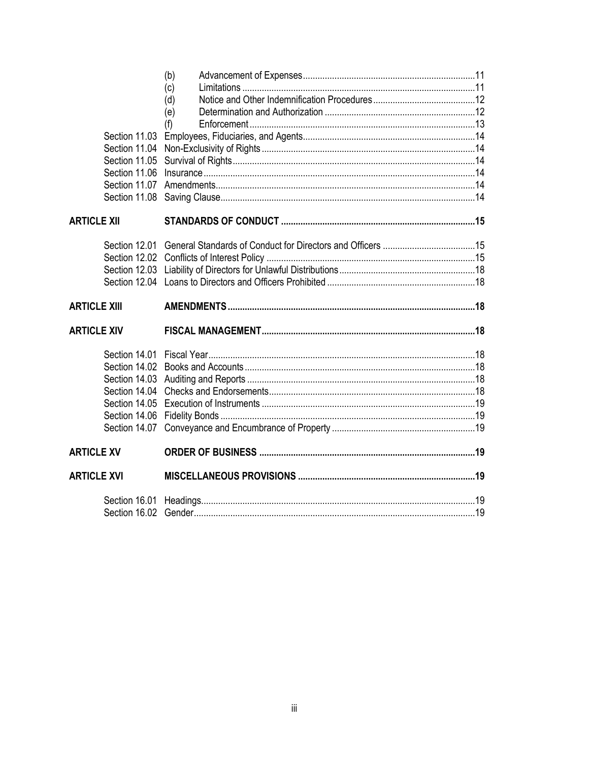(b) Advancement of Expenses....11
(c) Limitations....11
(d) Notice and Other Indemnification Procedures....12
(e) Determination and Authorization....12
(f) Enforcement....13

Section 11.03 Employees, Fiduciaries, and Agents....14
Section 11.04 Non-Exclusivity of Rights....14
Section 11.05 Survival of Rights....14
Section 11.06 Insurance....14
Section 11.07 Amendments....14
Section 11.08 Saving Clause....14

**ARTICLE XII STANDARDS OF CONDUCT....15**

Section 12.01 General Standards of Conduct for Directors and Officers....15
Section 12.02 Conflicts of Interest Policy....15
Section 12.03 Liability of Directors for Unlawful Distributions....18
Section 12.04 Loans to Directors and Officers Prohibited....18

**ARTICLE XIII AMENDMENTS....18**

**ARTICLE XIV FISCAL MANAGEMENT....18**

Section 14.01 Fiscal Year....18
Section 14.02 Books and Accounts....18
Section 14.03 Auditing and Reports....18
Section 14.04 Checks and Endorsements....18
Section 14.05 Execution of Instruments....19
Section 14.06 Fidelity Bonds....19
Section 14.07 Conveyance and Encumbrance of Property....19

**ARTICLE XV ORDER OF BUSINESS....19**

**ARTICLE XVI MISCELLANEOUS PROVISIONS....19**

Section 16.01 Headings....19
Section 16.02 Gender....19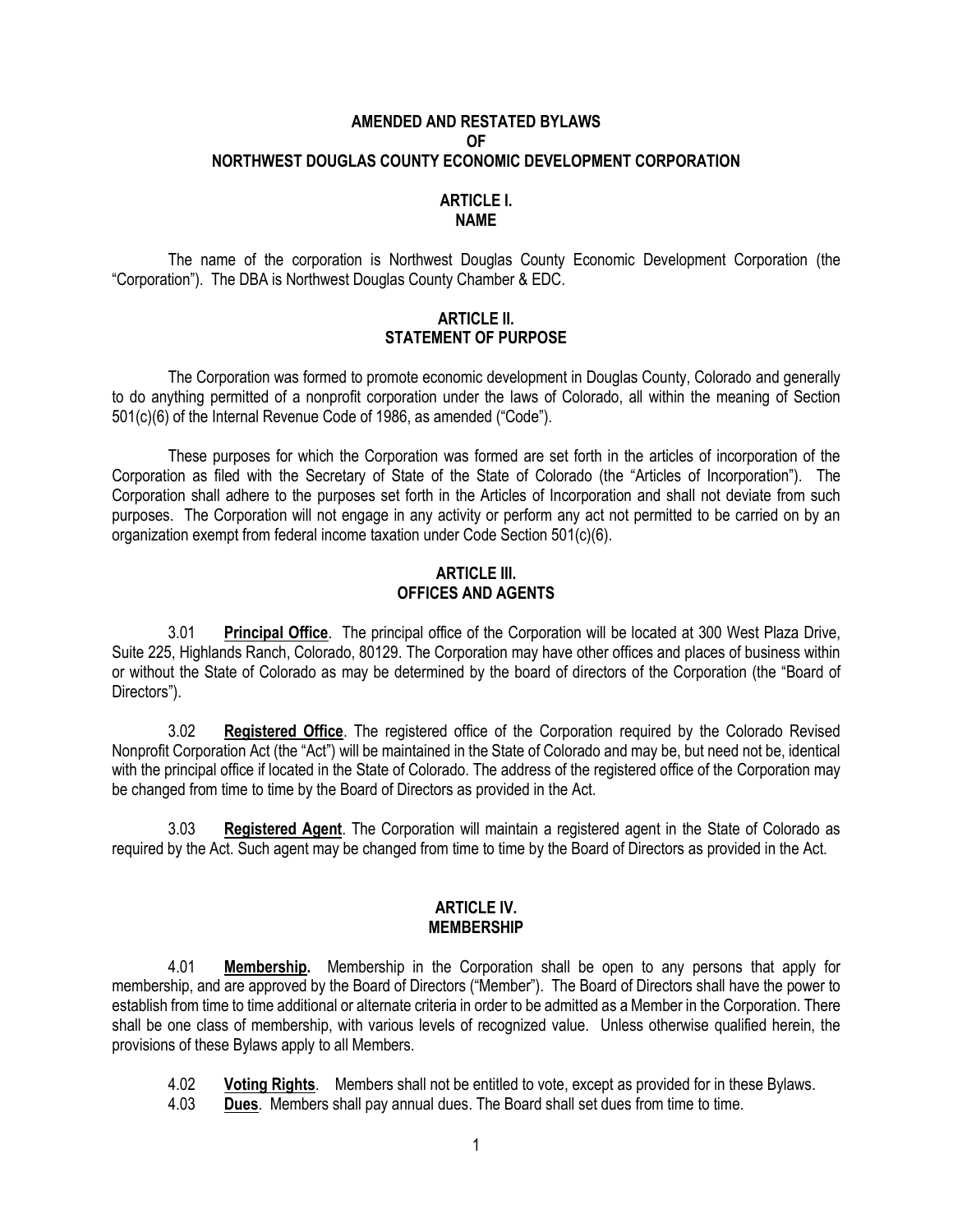# AMENDED AND RESTATED BYLAWS
# OF
# NORTHWEST DOUGLAS COUNTY ECONOMIC DEVELOPMENT CORPORATION

## ARTICLE I.
## NAME

The name of the corporation is Northwest Douglas County Economic Development Corporation (the "Corporation"). The DBA is Northwest Douglas County Chamber & EDC.

## ARTICLE II.
## STATEMENT OF PURPOSE

The Corporation was formed to promote economic development in Douglas County, Colorado and generally to do anything permitted of a nonprofit corporation under the laws of Colorado, all within the meaning of Section 501(c)(6) of the Internal Revenue Code of 1986, as amended ("Code").

These purposes for which the Corporation was formed are set forth in the articles of incorporation of the Corporation as filed with the Secretary of State of the State of Colorado (the "Articles of Incorporation"). The Corporation shall adhere to the purposes set forth in the Articles of Incorporation and shall not deviate from such purposes. The Corporation will not engage in any activity or perform any act not permitted to be carried on by an organization exempt from federal income taxation under Code Section 501(c)(6).

## ARTICLE III.
## OFFICES AND AGENTS

3.01 **Principal Office**. The principal office of the Corporation will be located at 300 West Plaza Drive, Suite 225, Highlands Ranch, Colorado, 80129. The Corporation may have other offices and places of business within or without the State of Colorado as may be determined by the board of directors of the Corporation (the "Board of Directors").

3.02 **Registered Office**. The registered office of the Corporation required by the Colorado Revised Nonprofit Corporation Act (the "Act") will be maintained in the State of Colorado and may be, but need not be, identical with the principal office if located in the State of Colorado. The address of the registered office of the Corporation may be changed from time to time by the Board of Directors as provided in the Act.

3.03 **Registered Agent**. The Corporation will maintain a registered agent in the State of Colorado as required by the Act. Such agent may be changed from time to time by the Board of Directors as provided in the Act.

## ARTICLE IV.
## MEMBERSHIP

4.01 **Membership.** Membership in the Corporation shall be open to any persons that apply for membership, and are approved by the Board of Directors ("Member"). The Board of Directors shall have the power to establish from time to time additional or alternate criteria in order to be admitted as a Member in the Corporation. There shall be one class of membership, with various levels of recognized value. Unless otherwise qualified herein, the provisions of these Bylaws apply to all Members.

4.02 **Voting Rights**. Members shall not be entitled to vote, except as provided for in these Bylaws.

4.03 **Dues**. Members shall pay annual dues. The Board shall set dues from time to time.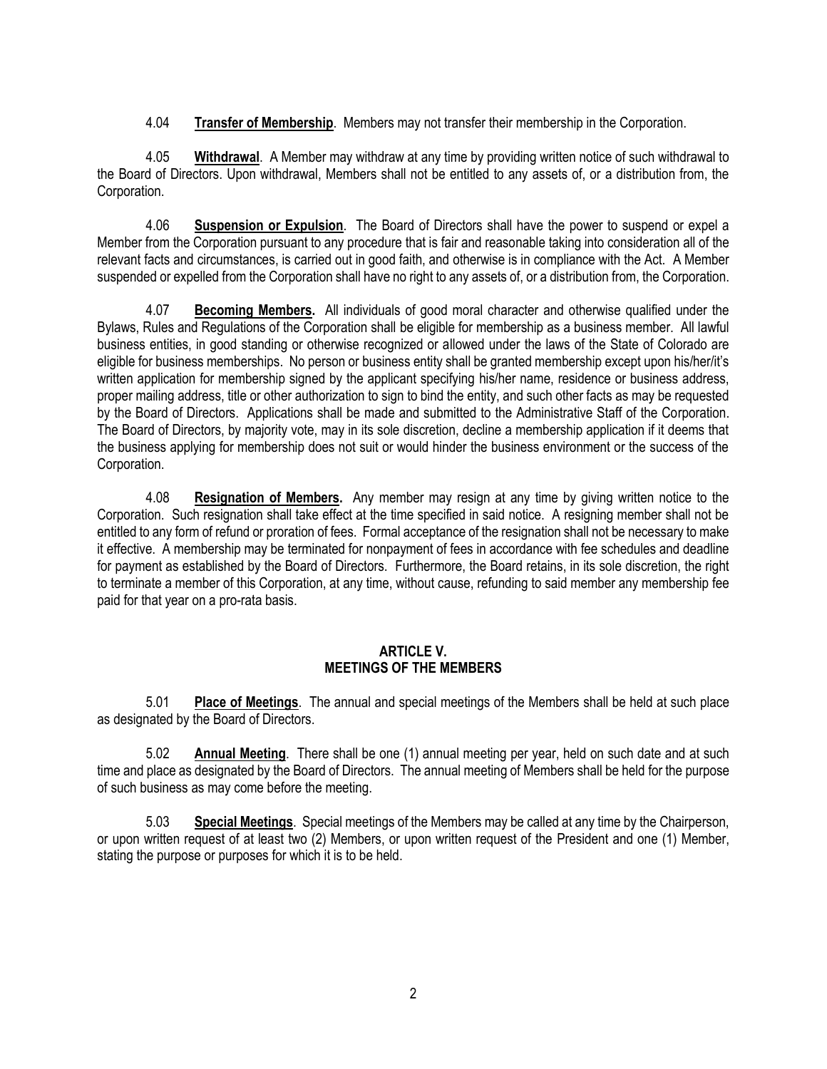4.04 **Transfer of Membership**. Members may not transfer their membership in the Corporation.

4.05 **Withdrawal**. A Member may withdraw at any time by providing written notice of such withdrawal to the Board of Directors. Upon withdrawal, Members shall not be entitled to any assets of, or a distribution from, the Corporation.

4.06 **Suspension or Expulsion**. The Board of Directors shall have the power to suspend or expel a Member from the Corporation pursuant to any procedure that is fair and reasonable taking into consideration all of the relevant facts and circumstances, is carried out in good faith, and otherwise is in compliance with the Act. A Member suspended or expelled from the Corporation shall have no right to any assets of, or a distribution from, the Corporation.

4.07 **Becoming Members.** All individuals of good moral character and otherwise qualified under the Bylaws, Rules and Regulations of the Corporation shall be eligible for membership as a business member. All lawful business entities, in good standing or otherwise recognized or allowed under the laws of the State of Colorado are eligible for business memberships. No person or business entity shall be granted membership except upon his/her/it's written application for membership signed by the applicant specifying his/her name, residence or business address, proper mailing address, title or other authorization to sign to bind the entity, and such other facts as may be requested by the Board of Directors. Applications shall be made and submitted to the Administrative Staff of the Corporation. The Board of Directors, by majority vote, may in its sole discretion, decline a membership application if it deems that the business applying for membership does not suit or would hinder the business environment or the success of the Corporation.

4.08 **Resignation of Members.** Any member may resign at any time by giving written notice to the Corporation. Such resignation shall take effect at the time specified in said notice. A resigning member shall not be entitled to any form of refund or proration of fees. Formal acceptance of the resignation shall not be necessary to make it effective. A membership may be terminated for nonpayment of fees in accordance with fee schedules and deadline for payment as established by the Board of Directors. Furthermore, the Board retains, in its sole discretion, the right to terminate a member of this Corporation, at any time, without cause, refunding to said member any membership fee paid for that year on a pro-rata basis.

## ARTICLE V.
## MEETINGS OF THE MEMBERS

5.01 **Place of Meetings**. The annual and special meetings of the Members shall be held at such place as designated by the Board of Directors.

5.02 **Annual Meeting**. There shall be one (1) annual meeting per year, held on such date and at such time and place as designated by the Board of Directors. The annual meeting of Members shall be held for the purpose of such business as may come before the meeting.

5.03 **Special Meetings**. Special meetings of the Members may be called at any time by the Chairperson, or upon written request of at least two (2) Members, or upon written request of the President and one (1) Member, stating the purpose or purposes for which it is to be held.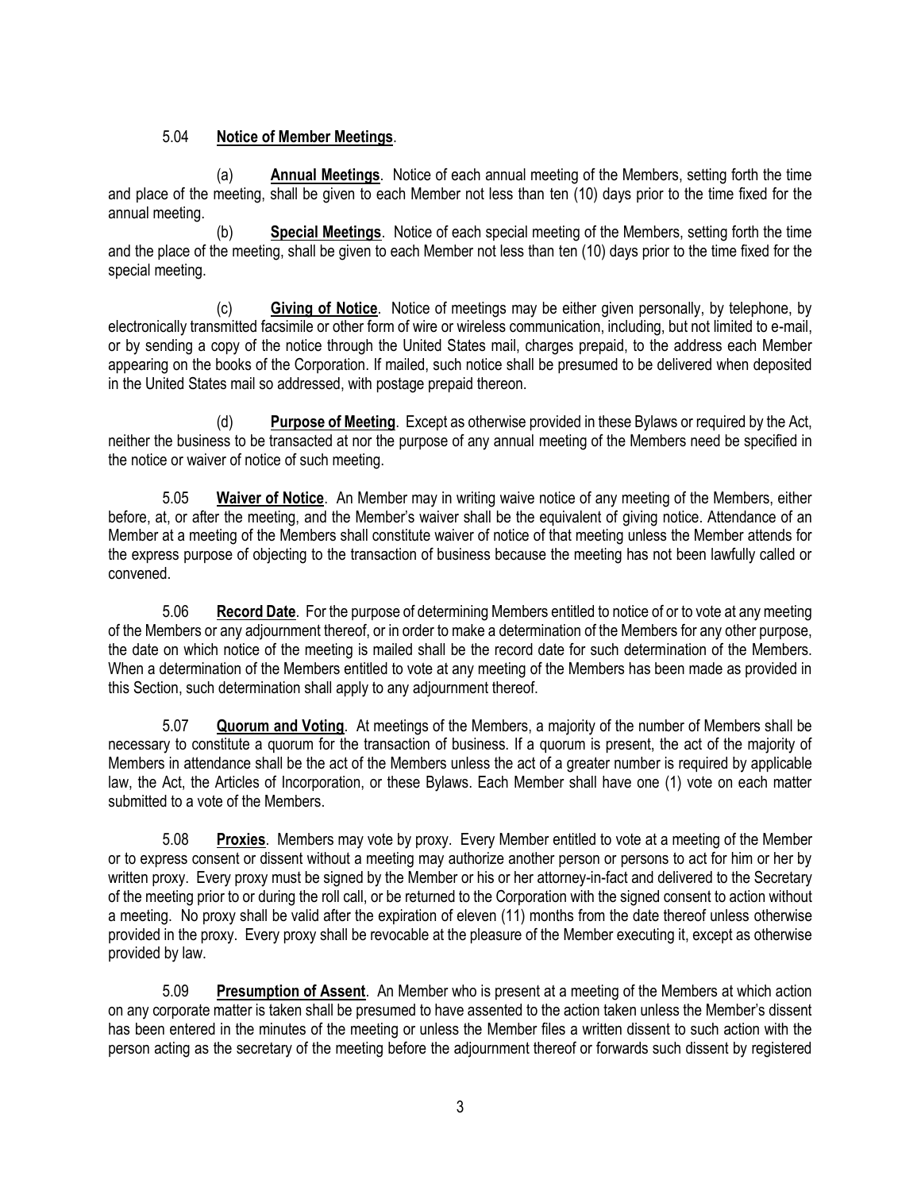5.04 **Notice of Member Meetings**.

(a) **Annual Meetings**. Notice of each annual meeting of the Members, setting forth the time and place of the meeting, shall be given to each Member not less than ten (10) days prior to the time fixed for the annual meeting.

(b) **Special Meetings**. Notice of each special meeting of the Members, setting forth the time and the place of the meeting, shall be given to each Member not less than ten (10) days prior to the time fixed for the special meeting.

(c) **Giving of Notice**. Notice of meetings may be either given personally, by telephone, by electronically transmitted facsimile or other form of wire or wireless communication, including, but not limited to e-mail, or by sending a copy of the notice through the United States mail, charges prepaid, to the address each Member appearing on the books of the Corporation. If mailed, such notice shall be presumed to be delivered when deposited in the United States mail so addressed, with postage prepaid thereon.

(d) **Purpose of Meeting**. Except as otherwise provided in these Bylaws or required by the Act, neither the business to be transacted at nor the purpose of any annual meeting of the Members need be specified in the notice or waiver of notice of such meeting.

5.05 **Waiver of Notice**. An Member may in writing waive notice of any meeting of the Members, either before, at, or after the meeting, and the Member's waiver shall be the equivalent of giving notice. Attendance of an Member at a meeting of the Members shall constitute waiver of notice of that meeting unless the Member attends for the express purpose of objecting to the transaction of business because the meeting has not been lawfully called or convened.

5.06 **Record Date**. For the purpose of determining Members entitled to notice of or to vote at any meeting of the Members or any adjournment thereof, or in order to make a determination of the Members for any other purpose, the date on which notice of the meeting is mailed shall be the record date for such determination of the Members. When a determination of the Members entitled to vote at any meeting of the Members has been made as provided in this Section, such determination shall apply to any adjournment thereof.

5.07 **Quorum and Voting**. At meetings of the Members, a majority of the number of Members shall be necessary to constitute a quorum for the transaction of business. If a quorum is present, the act of the majority of Members in attendance shall be the act of the Members unless the act of a greater number is required by applicable law, the Act, the Articles of Incorporation, or these Bylaws. Each Member shall have one (1) vote on each matter submitted to a vote of the Members.

5.08 **Proxies**. Members may vote by proxy. Every Member entitled to vote at a meeting of the Member or to express consent or dissent without a meeting may authorize another person or persons to act for him or her by written proxy. Every proxy must be signed by the Member or his or her attorney-in-fact and delivered to the Secretary of the meeting prior to or during the roll call, or be returned to the Corporation with the signed consent to action without a meeting. No proxy shall be valid after the expiration of eleven (11) months from the date thereof unless otherwise provided in the proxy. Every proxy shall be revocable at the pleasure of the Member executing it, except as otherwise provided by law.

5.09 **Presumption of Assent**. An Member who is present at a meeting of the Members at which action on any corporate matter is taken shall be presumed to have assented to the action taken unless the Member's dissent has been entered in the minutes of the meeting or unless the Member files a written dissent to such action with the person acting as the secretary of the meeting before the adjournment thereof or forwards such dissent by registered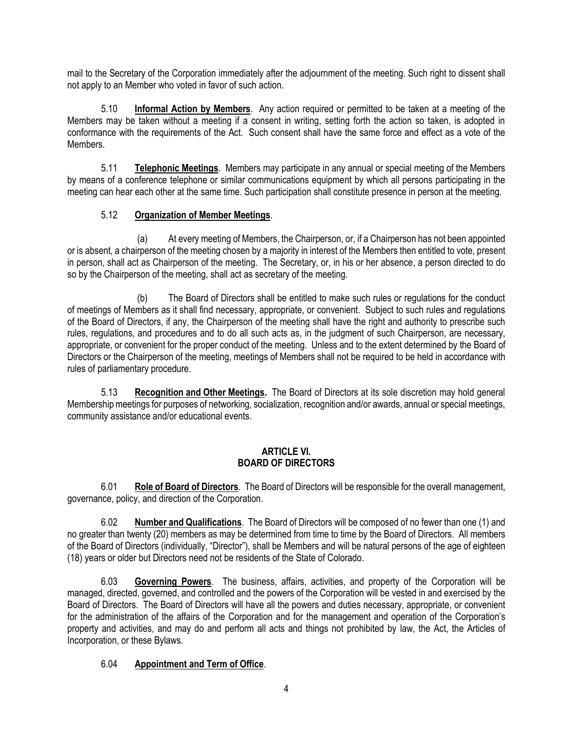mail to the Secretary of the Corporation immediately after the adjournment of the meeting. Such right to dissent shall not apply to an Member who voted in favor of such action.

5.10 **Informal Action by Members**. Any action required or permitted to be taken at a meeting of the Members may be taken without a meeting if a consent in writing, setting forth the action so taken, is adopted in conformance with the requirements of the Act. Such consent shall have the same force and effect as a vote of the Members.

5.11 **Telephonic Meetings**. Members may participate in any annual or special meeting of the Members by means of a conference telephone or similar communications equipment by which all persons participating in the meeting can hear each other at the same time. Such participation shall constitute presence in person at the meeting.

5.12 **Organization of Member Meetings**.

(a) At every meeting of Members, the Chairperson, or, if a Chairperson has not been appointed or is absent, a chairperson of the meeting chosen by a majority in interest of the Members then entitled to vote, present in person, shall act as Chairperson of the meeting. The Secretary, or, in his or her absence, a person directed to do so by the Chairperson of the meeting, shall act as secretary of the meeting.

(b) The Board of Directors shall be entitled to make such rules or regulations for the conduct of meetings of Members as it shall find necessary, appropriate, or convenient. Subject to such rules and regulations of the Board of Directors, if any, the Chairperson of the meeting shall have the right and authority to prescribe such rules, regulations, and procedures and to do all such acts as, in the judgment of such Chairperson, are necessary, appropriate, or convenient for the proper conduct of the meeting. Unless and to the extent determined by the Board of Directors or the Chairperson of the meeting, meetings of Members shall not be required to be held in accordance with rules of parliamentary procedure.

5.13 **Recognition and Other Meetings.** The Board of Directors at its sole discretion may hold general Membership meetings for purposes of networking, socialization, recognition and/or awards, annual or special meetings, community assistance and/or educational events.

## ARTICLE VI.
## BOARD OF DIRECTORS

6.01 **Role of Board of Directors**. The Board of Directors will be responsible for the overall management, governance, policy, and direction of the Corporation.

6.02 **Number and Qualifications**. The Board of Directors will be composed of no fewer than one (1) and no greater than twenty (20) members as may be determined from time to time by the Board of Directors. All members of the Board of Directors (individually, "Director"), shall be Members and will be natural persons of the age of eighteen (18) years or older but Directors need not be residents of the State of Colorado.

6.03 **Governing Powers**. The business, affairs, activities, and property of the Corporation will be managed, directed, governed, and controlled and the powers of the Corporation will be vested in and exercised by the Board of Directors. The Board of Directors will have all the powers and duties necessary, appropriate, or convenient for the administration of the affairs of the Corporation and for the management and operation of the Corporation's property and activities, and may do and perform all acts and things not prohibited by law, the Act, the Articles of Incorporation, or these Bylaws.

6.04 **Appointment and Term of Office**.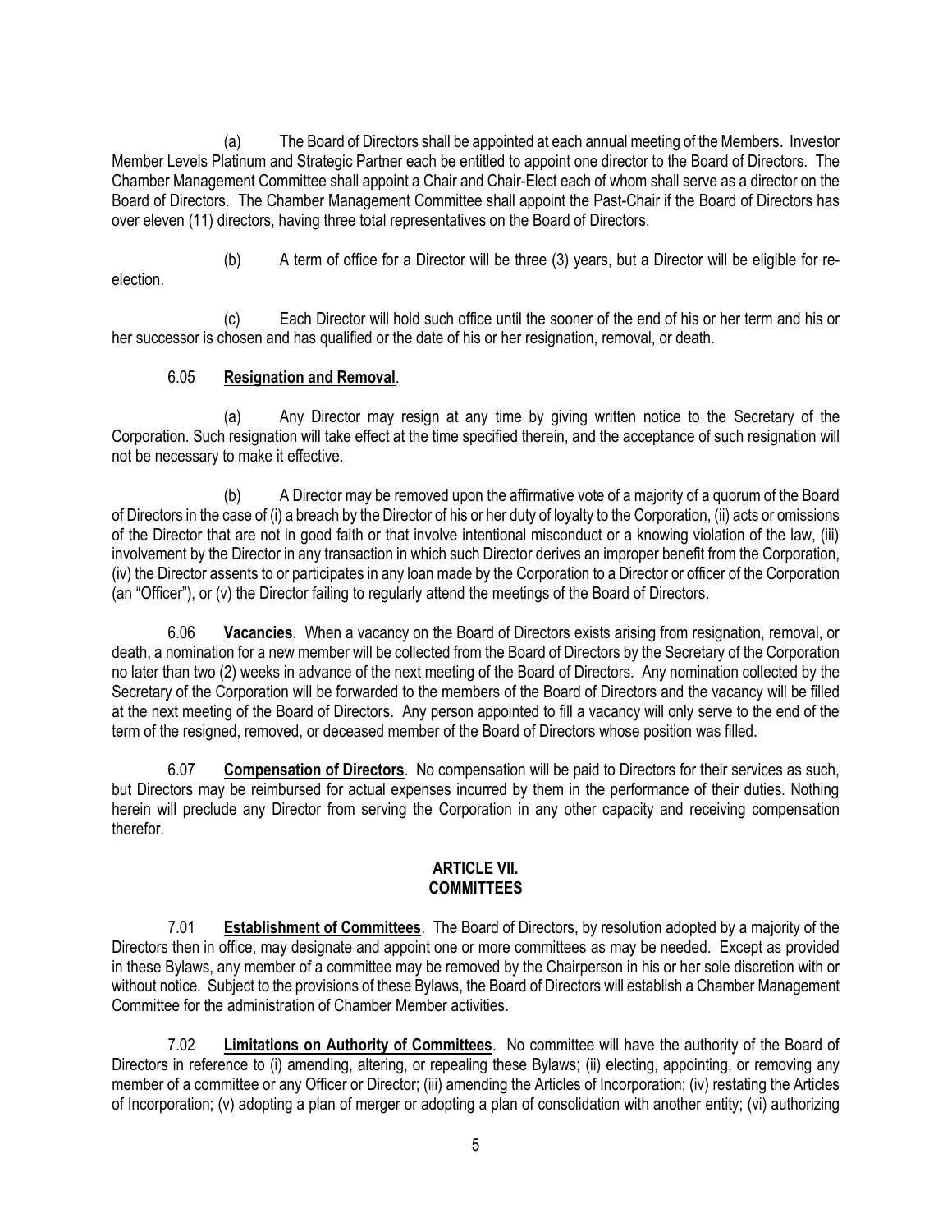(a) The Board of Directors shall be appointed at each annual meeting of the Members. Investor Member Levels Platinum and Strategic Partner each be entitled to appoint one director to the Board of Directors. The Chamber Management Committee shall appoint a Chair and Chair-Elect each of whom shall serve as a director on the Board of Directors. The Chamber Management Committee shall appoint the Past-Chair if the Board of Directors has over eleven (11) directors, having three total representatives on the Board of Directors.

(b) A term of office for a Director will be three (3) years, but a Director will be eligible for re-election.

(c) Each Director will hold such office until the sooner of the end of his or her term and his or her successor is chosen and has qualified or the date of his or her resignation, removal, or death.

6.05 **Resignation and Removal**.

(a) Any Director may resign at any time by giving written notice to the Secretary of the Corporation. Such resignation will take effect at the time specified therein, and the acceptance of such resignation will not be necessary to make it effective.

(b) A Director may be removed upon the affirmative vote of a majority of a quorum of the Board of Directors in the case of (i) a breach by the Director of his or her duty of loyalty to the Corporation, (ii) acts or omissions of the Director that are not in good faith or that involve intentional misconduct or a knowing violation of the law, (iii) involvement by the Director in any transaction in which such Director derives an improper benefit from the Corporation, (iv) the Director assents to or participates in any loan made by the Corporation to a Director or officer of the Corporation (an "Officer"), or (v) the Director failing to regularly attend the meetings of the Board of Directors.

6.06 **Vacancies**. When a vacancy on the Board of Directors exists arising from resignation, removal, or death, a nomination for a new member will be collected from the Board of Directors by the Secretary of the Corporation no later than two (2) weeks in advance of the next meeting of the Board of Directors. Any nomination collected by the Secretary of the Corporation will be forwarded to the members of the Board of Directors and the vacancy will be filled at the next meeting of the Board of Directors. Any person appointed to fill a vacancy will only serve to the end of the term of the resigned, removed, or deceased member of the Board of Directors whose position was filled.

6.07 **Compensation of Directors**. No compensation will be paid to Directors for their services as such, but Directors may be reimbursed for actual expenses incurred by them in the performance of their duties. Nothing herein will preclude any Director from serving the Corporation in any other capacity and receiving compensation therefor.

## ARTICLE VII.
## COMMITTEES

7.01 **Establishment of Committees**. The Board of Directors, by resolution adopted by a majority of the Directors then in office, may designate and appoint one or more committees as may be needed. Except as provided in these Bylaws, any member of a committee may be removed by the Chairperson in his or her sole discretion with or without notice. Subject to the provisions of these Bylaws, the Board of Directors will establish a Chamber Management Committee for the administration of Chamber Member activities.

7.02 **Limitations on Authority of Committees**. No committee will have the authority of the Board of Directors in reference to (i) amending, altering, or repealing these Bylaws; (ii) electing, appointing, or removing any member of a committee or any Officer or Director; (iii) amending the Articles of Incorporation; (iv) restating the Articles of Incorporation; (v) adopting a plan of merger or adopting a plan of consolidation with another entity; (vi) authorizing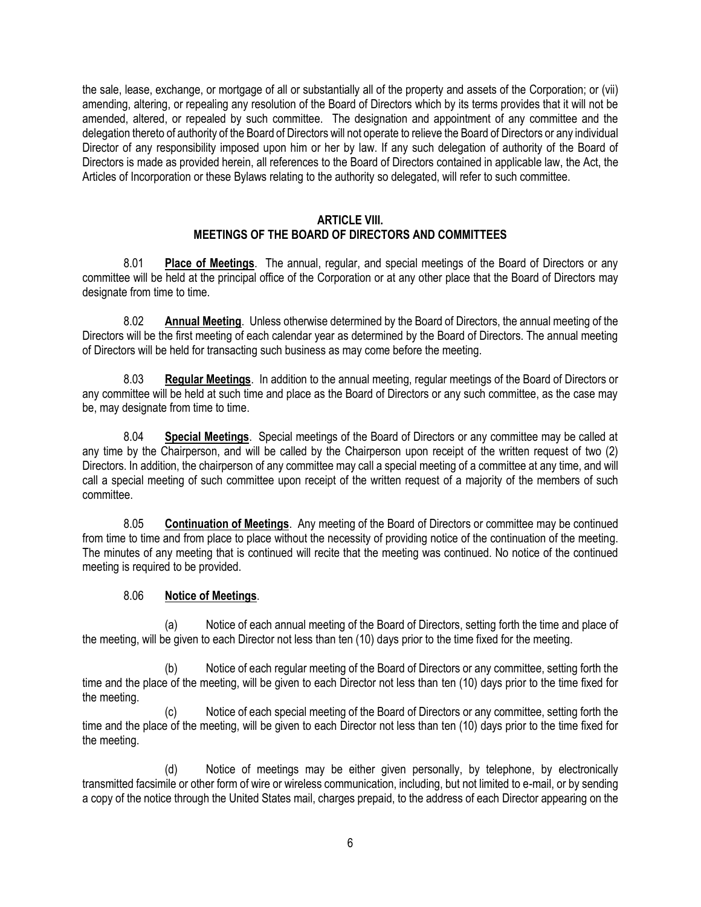the sale, lease, exchange, or mortgage of all or substantially all of the property and assets of the Corporation; or (vii) amending, altering, or repealing any resolution of the Board of Directors which by its terms provides that it will not be amended, altered, or repealed by such committee. The designation and appointment of any committee and the delegation thereto of authority of the Board of Directors will not operate to relieve the Board of Directors or any individual Director of any responsibility imposed upon him or her by law. If any such delegation of authority of the Board of Directors is made as provided herein, all references to the Board of Directors contained in applicable law, the Act, the Articles of Incorporation or these Bylaws relating to the authority so delegated, will refer to such committee.

## ARTICLE VIII.
## MEETINGS OF THE BOARD OF DIRECTORS AND COMMITTEES

8.01 **Place of Meetings**. The annual, regular, and special meetings of the Board of Directors or any committee will be held at the principal office of the Corporation or at any other place that the Board of Directors may designate from time to time.

8.02 **Annual Meeting**. Unless otherwise determined by the Board of Directors, the annual meeting of the Directors will be the first meeting of each calendar year as determined by the Board of Directors. The annual meeting of Directors will be held for transacting such business as may come before the meeting.

8.03 **Regular Meetings**. In addition to the annual meeting, regular meetings of the Board of Directors or any committee will be held at such time and place as the Board of Directors or any such committee, as the case may be, may designate from time to time.

8.04 **Special Meetings**. Special meetings of the Board of Directors or any committee may be called at any time by the Chairperson, and will be called by the Chairperson upon receipt of the written request of two (2) Directors. In addition, the chairperson of any committee may call a special meeting of a committee at any time, and will call a special meeting of such committee upon receipt of the written request of a majority of the members of such committee.

8.05 **Continuation of Meetings**. Any meeting of the Board of Directors or committee may be continued from time to time and from place to place without the necessity of providing notice of the continuation of the meeting. The minutes of any meeting that is continued will recite that the meeting was continued. No notice of the continued meeting is required to be provided.

8.06 **Notice of Meetings**.

(a) Notice of each annual meeting of the Board of Directors, setting forth the time and place of the meeting, will be given to each Director not less than ten (10) days prior to the time fixed for the meeting.

(b) Notice of each regular meeting of the Board of Directors or any committee, setting forth the time and the place of the meeting, will be given to each Director not less than ten (10) days prior to the time fixed for the meeting.

(c) Notice of each special meeting of the Board of Directors or any committee, setting forth the time and the place of the meeting, will be given to each Director not less than ten (10) days prior to the time fixed for the meeting.

(d) Notice of meetings may be either given personally, by telephone, by electronically transmitted facsimile or other form of wire or wireless communication, including, but not limited to e-mail, or by sending a copy of the notice through the United States mail, charges prepaid, to the address of each Director appearing on the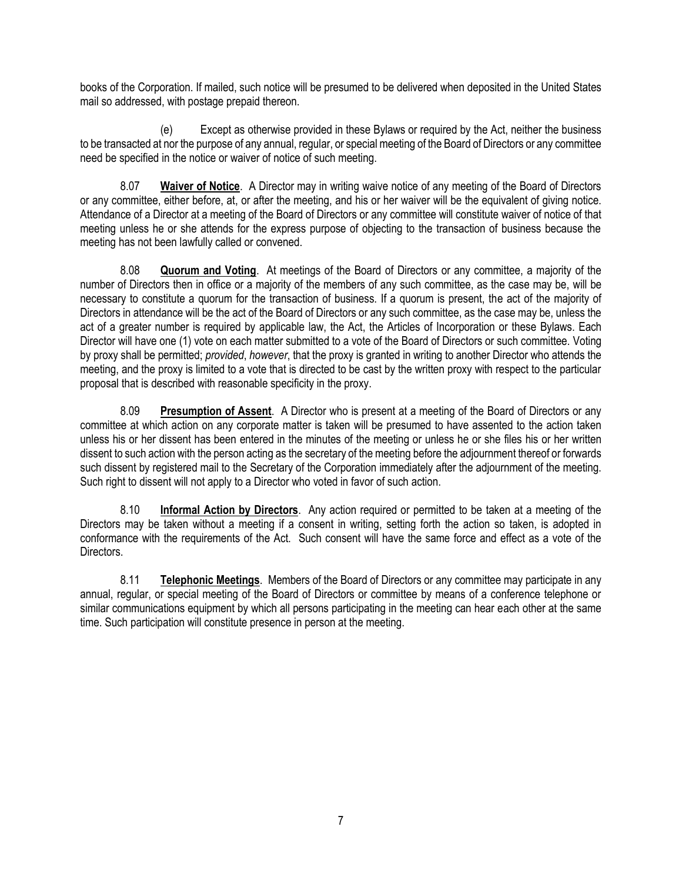books of the Corporation. If mailed, such notice will be presumed to be delivered when deposited in the United States mail so addressed, with postage prepaid thereon.

(e) Except as otherwise provided in these Bylaws or required by the Act, neither the business to be transacted at nor the purpose of any annual, regular, or special meeting of the Board of Directors or any committee need be specified in the notice or waiver of notice of such meeting.

8.07 **Waiver of Notice**. A Director may in writing waive notice of any meeting of the Board of Directors or any committee, either before, at, or after the meeting, and his or her waiver will be the equivalent of giving notice. Attendance of a Director at a meeting of the Board of Directors or any committee will constitute waiver of notice of that meeting unless he or she attends for the express purpose of objecting to the transaction of business because the meeting has not been lawfully called or convened.

8.08 **Quorum and Voting**. At meetings of the Board of Directors or any committee, a majority of the number of Directors then in office or a majority of the members of any such committee, as the case may be, will be necessary to constitute a quorum for the transaction of business. If a quorum is present, the act of the majority of Directors in attendance will be the act of the Board of Directors or any such committee, as the case may be, unless the act of a greater number is required by applicable law, the Act, the Articles of Incorporation or these Bylaws. Each Director will have one (1) vote on each matter submitted to a vote of the Board of Directors or such committee. Voting by proxy shall be permitted; *provided*, *however*, that the proxy is granted in writing to another Director who attends the meeting, and the proxy is limited to a vote that is directed to be cast by the written proxy with respect to the particular proposal that is described with reasonable specificity in the proxy.

8.09 **Presumption of Assent**. A Director who is present at a meeting of the Board of Directors or any committee at which action on any corporate matter is taken will be presumed to have assented to the action taken unless his or her dissent has been entered in the minutes of the meeting or unless he or she files his or her written dissent to such action with the person acting as the secretary of the meeting before the adjournment thereof or forwards such dissent by registered mail to the Secretary of the Corporation immediately after the adjournment of the meeting. Such right to dissent will not apply to a Director who voted in favor of such action.

8.10 **Informal Action by Directors**. Any action required or permitted to be taken at a meeting of the Directors may be taken without a meeting if a consent in writing, setting forth the action so taken, is adopted in conformance with the requirements of the Act. Such consent will have the same force and effect as a vote of the Directors.

8.11 **Telephonic Meetings**. Members of the Board of Directors or any committee may participate in any annual, regular, or special meeting of the Board of Directors or committee by means of a conference telephone or similar communications equipment by which all persons participating in the meeting can hear each other at the same time. Such participation will constitute presence in person at the meeting.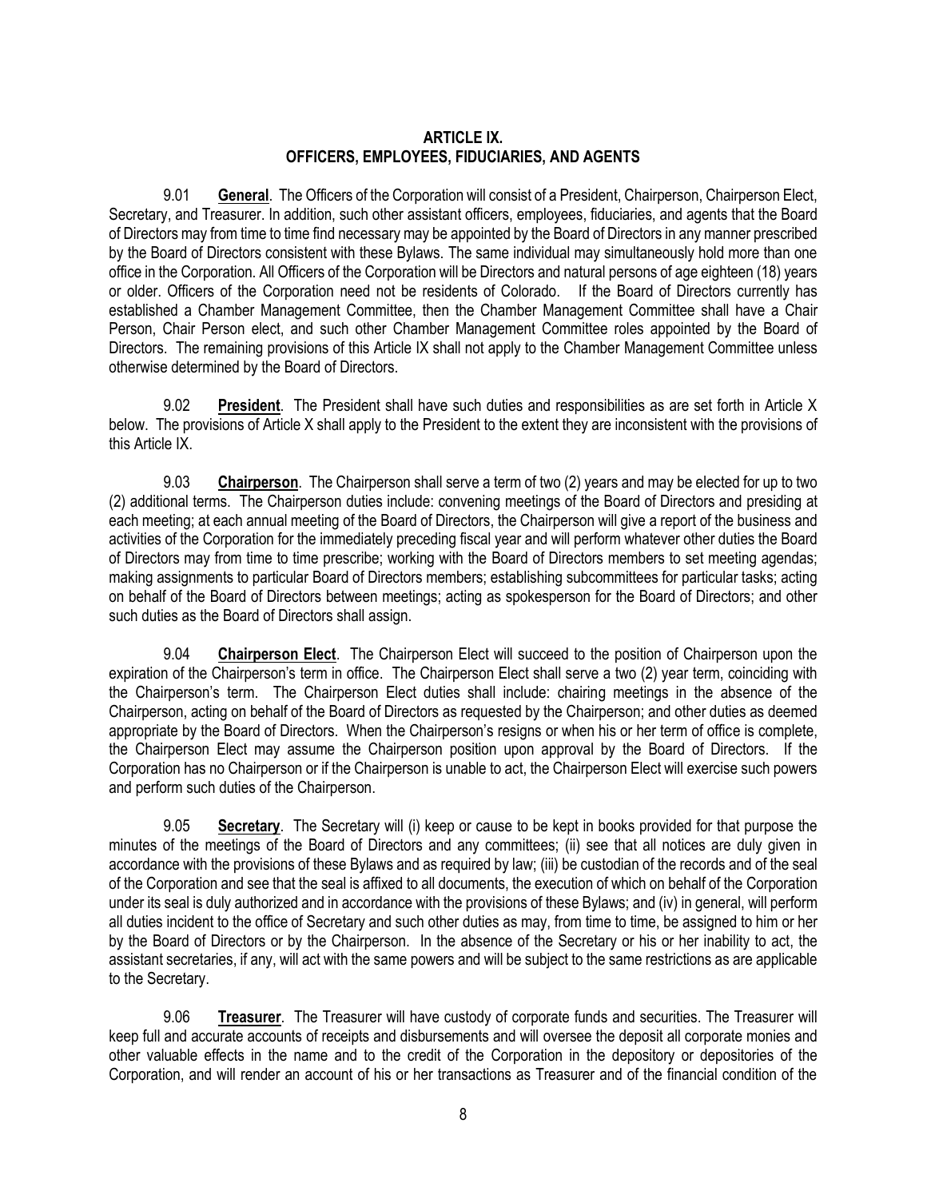## ARTICLE IX.
## OFFICERS, EMPLOYEES, FIDUCIARIES, AND AGENTS

9.01 **General**. The Officers of the Corporation will consist of a President, Chairperson, Chairperson Elect, Secretary, and Treasurer. In addition, such other assistant officers, employees, fiduciaries, and agents that the Board of Directors may from time to time find necessary may be appointed by the Board of Directors in any manner prescribed by the Board of Directors consistent with these Bylaws. The same individual may simultaneously hold more than one office in the Corporation. All Officers of the Corporation will be Directors and natural persons of age eighteen (18) years or older. Officers of the Corporation need not be residents of Colorado. If the Board of Directors currently has established a Chamber Management Committee, then the Chamber Management Committee shall have a Chair Person, Chair Person elect, and such other Chamber Management Committee roles appointed by the Board of Directors. The remaining provisions of this Article IX shall not apply to the Chamber Management Committee unless otherwise determined by the Board of Directors.

9.02 **President**. The President shall have such duties and responsibilities as are set forth in Article X below. The provisions of Article X shall apply to the President to the extent they are inconsistent with the provisions of this Article IX.

9.03 **Chairperson**. The Chairperson shall serve a term of two (2) years and may be elected for up to two (2) additional terms. The Chairperson duties include: convening meetings of the Board of Directors and presiding at each meeting; at each annual meeting of the Board of Directors, the Chairperson will give a report of the business and activities of the Corporation for the immediately preceding fiscal year and will perform whatever other duties the Board of Directors may from time to time prescribe; working with the Board of Directors members to set meeting agendas; making assignments to particular Board of Directors members; establishing subcommittees for particular tasks; acting on behalf of the Board of Directors between meetings; acting as spokesperson for the Board of Directors; and other such duties as the Board of Directors shall assign.

9.04 **Chairperson Elect**. The Chairperson Elect will succeed to the position of Chairperson upon the expiration of the Chairperson's term in office. The Chairperson Elect shall serve a two (2) year term, coinciding with the Chairperson's term. The Chairperson Elect duties shall include: chairing meetings in the absence of the Chairperson, acting on behalf of the Board of Directors as requested by the Chairperson; and other duties as deemed appropriate by the Board of Directors. When the Chairperson's resigns or when his or her term of office is complete, the Chairperson Elect may assume the Chairperson position upon approval by the Board of Directors. If the Corporation has no Chairperson or if the Chairperson is unable to act, the Chairperson Elect will exercise such powers and perform such duties of the Chairperson.

9.05 **Secretary**. The Secretary will (i) keep or cause to be kept in books provided for that purpose the minutes of the meetings of the Board of Directors and any committees; (ii) see that all notices are duly given in accordance with the provisions of these Bylaws and as required by law; (iii) be custodian of the records and of the seal of the Corporation and see that the seal is affixed to all documents, the execution of which on behalf of the Corporation under its seal is duly authorized and in accordance with the provisions of these Bylaws; and (iv) in general, will perform all duties incident to the office of Secretary and such other duties as may, from time to time, be assigned to him or her by the Board of Directors or by the Chairperson. In the absence of the Secretary or his or her inability to act, the assistant secretaries, if any, will act with the same powers and will be subject to the same restrictions as are applicable to the Secretary.

9.06 **Treasurer**. The Treasurer will have custody of corporate funds and securities. The Treasurer will keep full and accurate accounts of receipts and disbursements and will oversee the deposit all corporate monies and other valuable effects in the name and to the credit of the Corporation in the depository or depositories of the Corporation, and will render an account of his or her transactions as Treasurer and of the financial condition of the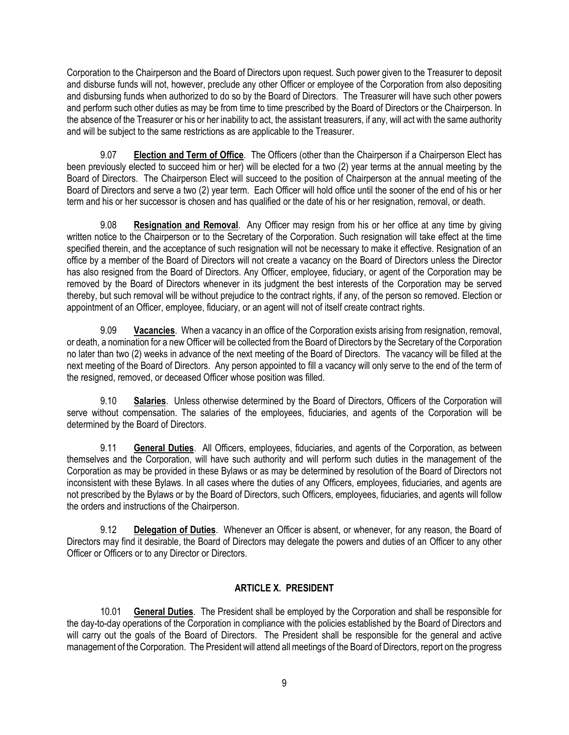Corporation to the Chairperson and the Board of Directors upon request. Such power given to the Treasurer to deposit and disburse funds will not, however, preclude any other Officer or employee of the Corporation from also depositing and disbursing funds when authorized to do so by the Board of Directors. The Treasurer will have such other powers and perform such other duties as may be from time to time prescribed by the Board of Directors or the Chairperson. In the absence of the Treasurer or his or her inability to act, the assistant treasurers, if any, will act with the same authority and will be subject to the same restrictions as are applicable to the Treasurer.

9.07 **Election and Term of Office**. The Officers (other than the Chairperson if a Chairperson Elect has been previously elected to succeed him or her) will be elected for a two (2) year terms at the annual meeting by the Board of Directors. The Chairperson Elect will succeed to the position of Chairperson at the annual meeting of the Board of Directors and serve a two (2) year term. Each Officer will hold office until the sooner of the end of his or her term and his or her successor is chosen and has qualified or the date of his or her resignation, removal, or death.

9.08 **Resignation and Removal**. Any Officer may resign from his or her office at any time by giving written notice to the Chairperson or to the Secretary of the Corporation. Such resignation will take effect at the time specified therein, and the acceptance of such resignation will not be necessary to make it effective. Resignation of an office by a member of the Board of Directors will not create a vacancy on the Board of Directors unless the Director has also resigned from the Board of Directors. Any Officer, employee, fiduciary, or agent of the Corporation may be removed by the Board of Directors whenever in its judgment the best interests of the Corporation may be served thereby, but such removal will be without prejudice to the contract rights, if any, of the person so removed. Election or appointment of an Officer, employee, fiduciary, or an agent will not of itself create contract rights.

9.09 **Vacancies**. When a vacancy in an office of the Corporation exists arising from resignation, removal, or death, a nomination for a new Officer will be collected from the Board of Directors by the Secretary of the Corporation no later than two (2) weeks in advance of the next meeting of the Board of Directors. The vacancy will be filled at the next meeting of the Board of Directors. Any person appointed to fill a vacancy will only serve to the end of the term of the resigned, removed, or deceased Officer whose position was filled.

9.10 **Salaries**. Unless otherwise determined by the Board of Directors, Officers of the Corporation will serve without compensation. The salaries of the employees, fiduciaries, and agents of the Corporation will be determined by the Board of Directors.

9.11 **General Duties**. All Officers, employees, fiduciaries, and agents of the Corporation, as between themselves and the Corporation, will have such authority and will perform such duties in the management of the Corporation as may be provided in these Bylaws or as may be determined by resolution of the Board of Directors not inconsistent with these Bylaws. In all cases where the duties of any Officers, employees, fiduciaries, and agents are not prescribed by the Bylaws or by the Board of Directors, such Officers, employees, fiduciaries, and agents will follow the orders and instructions of the Chairperson.

9.12 **Delegation of Duties**. Whenever an Officer is absent, or whenever, for any reason, the Board of Directors may find it desirable, the Board of Directors may delegate the powers and duties of an Officer to any other Officer or Officers or to any Director or Directors.

## ARTICLE X. PRESIDENT

10.01 **General Duties**. The President shall be employed by the Corporation and shall be responsible for the day-to-day operations of the Corporation in compliance with the policies established by the Board of Directors and will carry out the goals of the Board of Directors. The President shall be responsible for the general and active management of the Corporation. The President will attend all meetings of the Board of Directors, report on the progress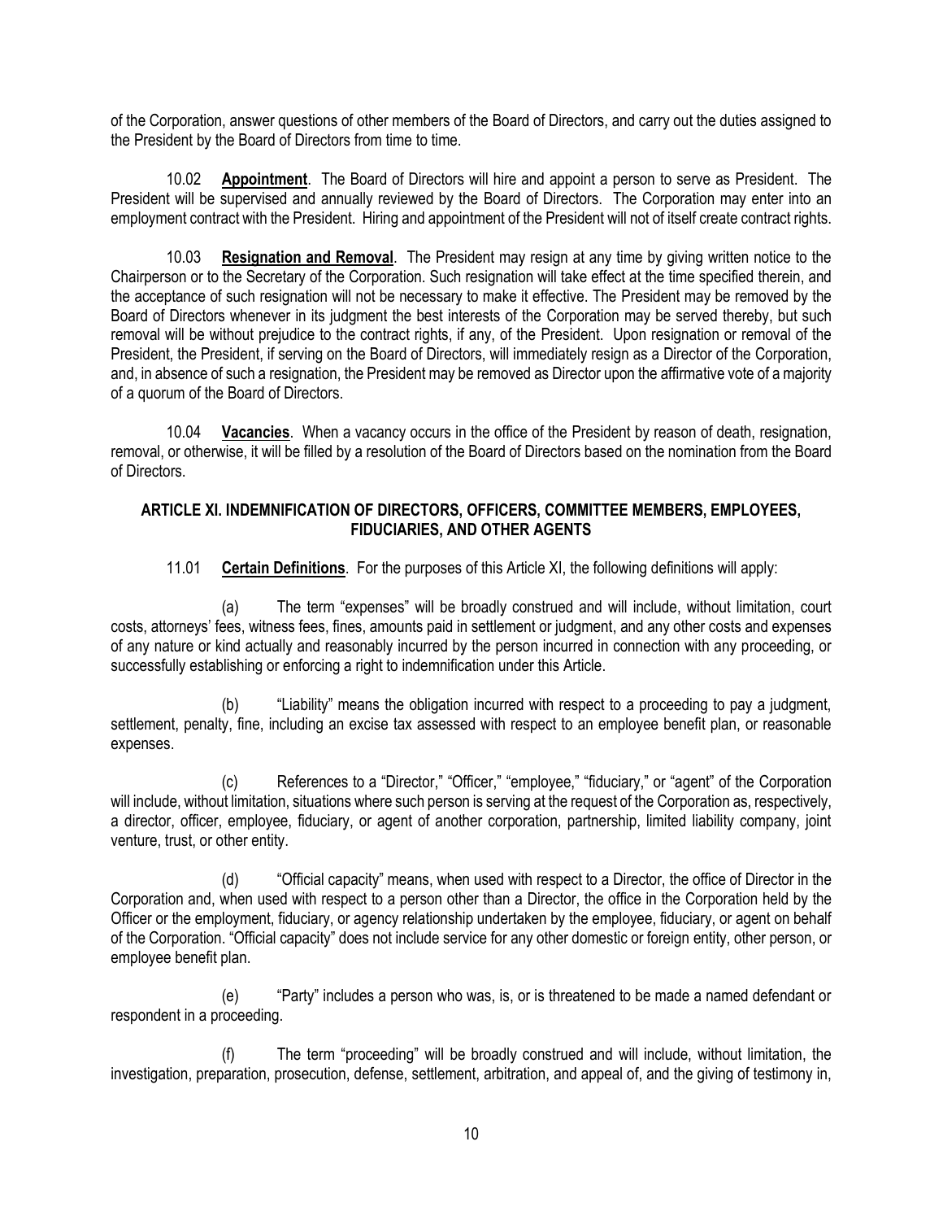of the Corporation, answer questions of other members of the Board of Directors, and carry out the duties assigned to the President by the Board of Directors from time to time.

10.02 **Appointment**. The Board of Directors will hire and appoint a person to serve as President. The President will be supervised and annually reviewed by the Board of Directors. The Corporation may enter into an employment contract with the President. Hiring and appointment of the President will not of itself create contract rights.

10.03 **Resignation and Removal**. The President may resign at any time by giving written notice to the Chairperson or to the Secretary of the Corporation. Such resignation will take effect at the time specified therein, and the acceptance of such resignation will not be necessary to make it effective. The President may be removed by the Board of Directors whenever in its judgment the best interests of the Corporation may be served thereby, but such removal will be without prejudice to the contract rights, if any, of the President. Upon resignation or removal of the President, the President, if serving on the Board of Directors, will immediately resign as a Director of the Corporation, and, in absence of such a resignation, the President may be removed as Director upon the affirmative vote of a majority of a quorum of the Board of Directors.

10.04 **Vacancies**. When a vacancy occurs in the office of the President by reason of death, resignation, removal, or otherwise, it will be filled by a resolution of the Board of Directors based on the nomination from the Board of Directors.

## ARTICLE XI. INDEMNIFICATION OF DIRECTORS, OFFICERS, COMMITTEE MEMBERS, EMPLOYEES, FIDUCIARIES, AND OTHER AGENTS

11.01 **Certain Definitions**. For the purposes of this Article XI, the following definitions will apply:

(a) The term "expenses" will be broadly construed and will include, without limitation, court costs, attorneys' fees, witness fees, fines, amounts paid in settlement or judgment, and any other costs and expenses of any nature or kind actually and reasonably incurred by the person incurred in connection with any proceeding, or successfully establishing or enforcing a right to indemnification under this Article.

(b) "Liability" means the obligation incurred with respect to a proceeding to pay a judgment, settlement, penalty, fine, including an excise tax assessed with respect to an employee benefit plan, or reasonable expenses.

(c) References to a "Director," "Officer," "employee," "fiduciary," or "agent" of the Corporation will include, without limitation, situations where such person is serving at the request of the Corporation as, respectively, a director, officer, employee, fiduciary, or agent of another corporation, partnership, limited liability company, joint venture, trust, or other entity.

(d) "Official capacity" means, when used with respect to a Director, the office of Director in the Corporation and, when used with respect to a person other than a Director, the office in the Corporation held by the Officer or the employment, fiduciary, or agency relationship undertaken by the employee, fiduciary, or agent on behalf of the Corporation. "Official capacity" does not include service for any other domestic or foreign entity, other person, or employee benefit plan.

(e) "Party" includes a person who was, is, or is threatened to be made a named defendant or respondent in a proceeding.

(f) The term "proceeding" will be broadly construed and will include, without limitation, the investigation, preparation, prosecution, defense, settlement, arbitration, and appeal of, and the giving of testimony in,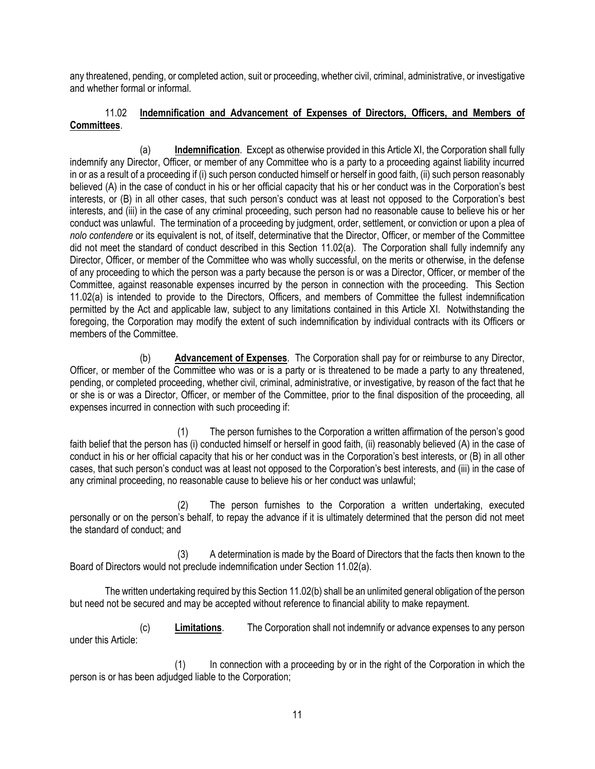any threatened, pending, or completed action, suit or proceeding, whether civil, criminal, administrative, or investigative and whether formal or informal.

### 11.02 **Indemnification and Advancement of Expenses of Directors, Officers, and Members of Committees**.

(a) **Indemnification**. Except as otherwise provided in this Article XI, the Corporation shall fully indemnify any Director, Officer, or member of any Committee who is a party to a proceeding against liability incurred in or as a result of a proceeding if (i) such person conducted himself or herself in good faith, (ii) such person reasonably believed (A) in the case of conduct in his or her official capacity that his or her conduct was in the Corporation's best interests, or (B) in all other cases, that such person's conduct was at least not opposed to the Corporation's best interests, and (iii) in the case of any criminal proceeding, such person had no reasonable cause to believe his or her conduct was unlawful. The termination of a proceeding by judgment, order, settlement, or conviction or upon a plea of *nolo contendere* or its equivalent is not, of itself, determinative that the Director, Officer, or member of the Committee did not meet the standard of conduct described in this Section 11.02(a). The Corporation shall fully indemnify any Director, Officer, or member of the Committee who was wholly successful, on the merits or otherwise, in the defense of any proceeding to which the person was a party because the person is or was a Director, Officer, or member of the Committee, against reasonable expenses incurred by the person in connection with the proceeding. This Section 11.02(a) is intended to provide to the Directors, Officers, and members of Committee the fullest indemnification permitted by the Act and applicable law, subject to any limitations contained in this Article XI. Notwithstanding the foregoing, the Corporation may modify the extent of such indemnification by individual contracts with its Officers or members of the Committee.

(b) **Advancement of Expenses**. The Corporation shall pay for or reimburse to any Director, Officer, or member of the Committee who was or is a party or is threatened to be made a party to any threatened, pending, or completed proceeding, whether civil, criminal, administrative, or investigative, by reason of the fact that he or she is or was a Director, Officer, or member of the Committee, prior to the final disposition of the proceeding, all expenses incurred in connection with such proceeding if:

(1) The person furnishes to the Corporation a written affirmation of the person's good faith belief that the person has (i) conducted himself or herself in good faith, (ii) reasonably believed (A) in the case of conduct in his or her official capacity that his or her conduct was in the Corporation's best interests, or (B) in all other cases, that such person's conduct was at least not opposed to the Corporation's best interests, and (iii) in the case of any criminal proceeding, no reasonable cause to believe his or her conduct was unlawful;

(2) The person furnishes to the Corporation a written undertaking, executed personally or on the person's behalf, to repay the advance if it is ultimately determined that the person did not meet the standard of conduct; and

(3) A determination is made by the Board of Directors that the facts then known to the Board of Directors would not preclude indemnification under Section 11.02(a).

The written undertaking required by this Section 11.02(b) shall be an unlimited general obligation of the person but need not be secured and may be accepted without reference to financial ability to make repayment.

(c) **Limitations**. The Corporation shall not indemnify or advance expenses to any person under this Article:

(1) In connection with a proceeding by or in the right of the Corporation in which the person is or has been adjudged liable to the Corporation;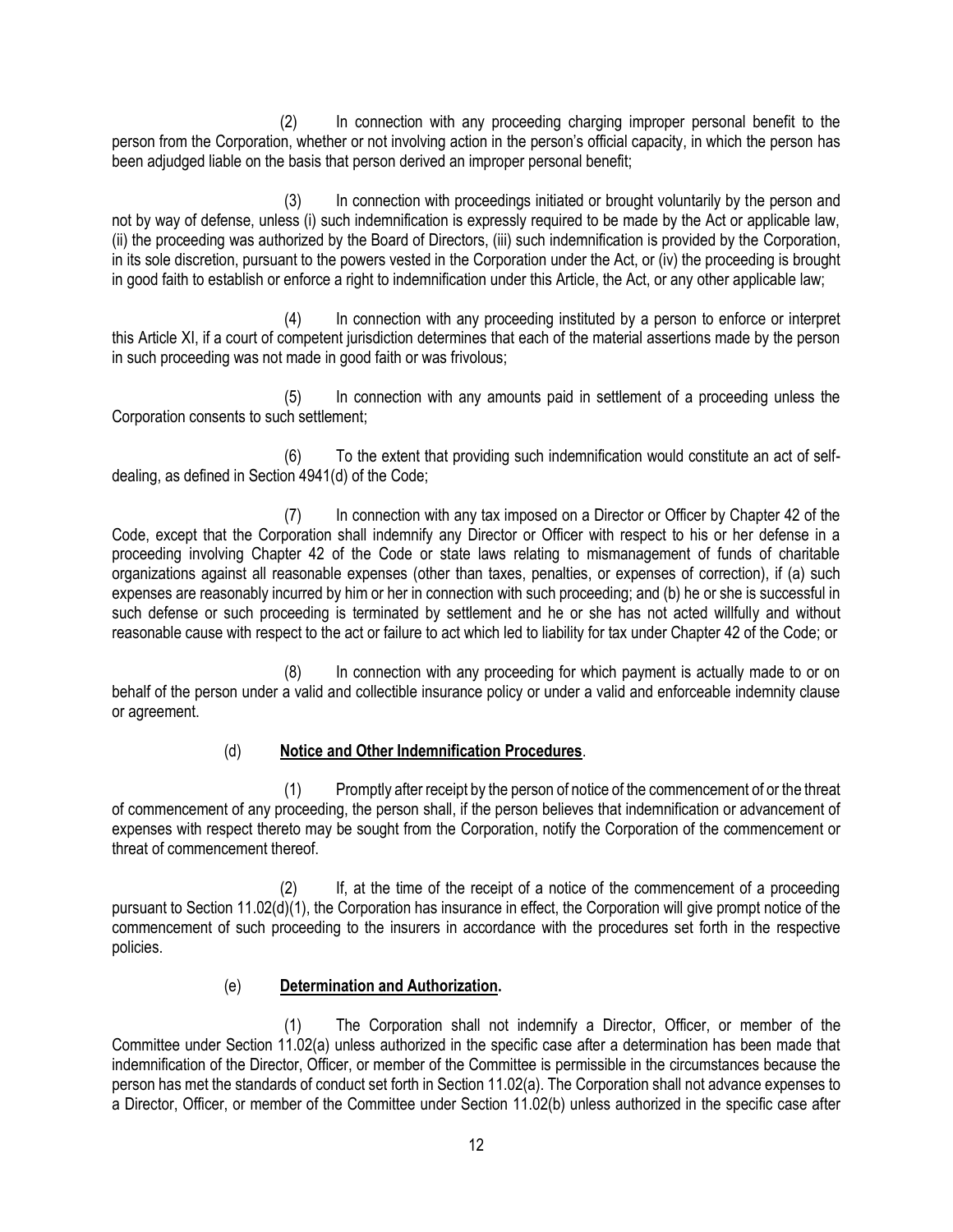(2) In connection with any proceeding charging improper personal benefit to the person from the Corporation, whether or not involving action in the person's official capacity, in which the person has been adjudged liable on the basis that person derived an improper personal benefit;

(3) In connection with proceedings initiated or brought voluntarily by the person and not by way of defense, unless (i) such indemnification is expressly required to be made by the Act or applicable law, (ii) the proceeding was authorized by the Board of Directors, (iii) such indemnification is provided by the Corporation, in its sole discretion, pursuant to the powers vested in the Corporation under the Act, or (iv) the proceeding is brought in good faith to establish or enforce a right to indemnification under this Article, the Act, or any other applicable law;

(4) In connection with any proceeding instituted by a person to enforce or interpret this Article XI, if a court of competent jurisdiction determines that each of the material assertions made by the person in such proceeding was not made in good faith or was frivolous;

(5) In connection with any amounts paid in settlement of a proceeding unless the Corporation consents to such settlement;

(6) To the extent that providing such indemnification would constitute an act of self-dealing, as defined in Section 4941(d) of the Code;

(7) In connection with any tax imposed on a Director or Officer by Chapter 42 of the Code, except that the Corporation shall indemnify any Director or Officer with respect to his or her defense in a proceeding involving Chapter 42 of the Code or state laws relating to mismanagement of funds of charitable organizations against all reasonable expenses (other than taxes, penalties, or expenses of correction), if (a) such expenses are reasonably incurred by him or her in connection with such proceeding; and (b) he or she is successful in such defense or such proceeding is terminated by settlement and he or she has not acted willfully and without reasonable cause with respect to the act or failure to act which led to liability for tax under Chapter 42 of the Code; or

(8) In connection with any proceeding for which payment is actually made to or on behalf of the person under a valid and collectible insurance policy or under a valid and enforceable indemnity clause or agreement.

(d) **Notice and Other Indemnification Procedures**.

(1) Promptly after receipt by the person of notice of the commencement of or the threat of commencement of any proceeding, the person shall, if the person believes that indemnification or advancement of expenses with respect thereto may be sought from the Corporation, notify the Corporation of the commencement or threat of commencement thereof.

(2) If, at the time of the receipt of a notice of the commencement of a proceeding pursuant to Section 11.02(d)(1), the Corporation has insurance in effect, the Corporation will give prompt notice of the commencement of such proceeding to the insurers in accordance with the procedures set forth in the respective policies.

(e) **Determination and Authorization.**

(1) The Corporation shall not indemnify a Director, Officer, or member of the Committee under Section 11.02(a) unless authorized in the specific case after a determination has been made that indemnification of the Director, Officer, or member of the Committee is permissible in the circumstances because the person has met the standards of conduct set forth in Section 11.02(a). The Corporation shall not advance expenses to a Director, Officer, or member of the Committee under Section 11.02(b) unless authorized in the specific case after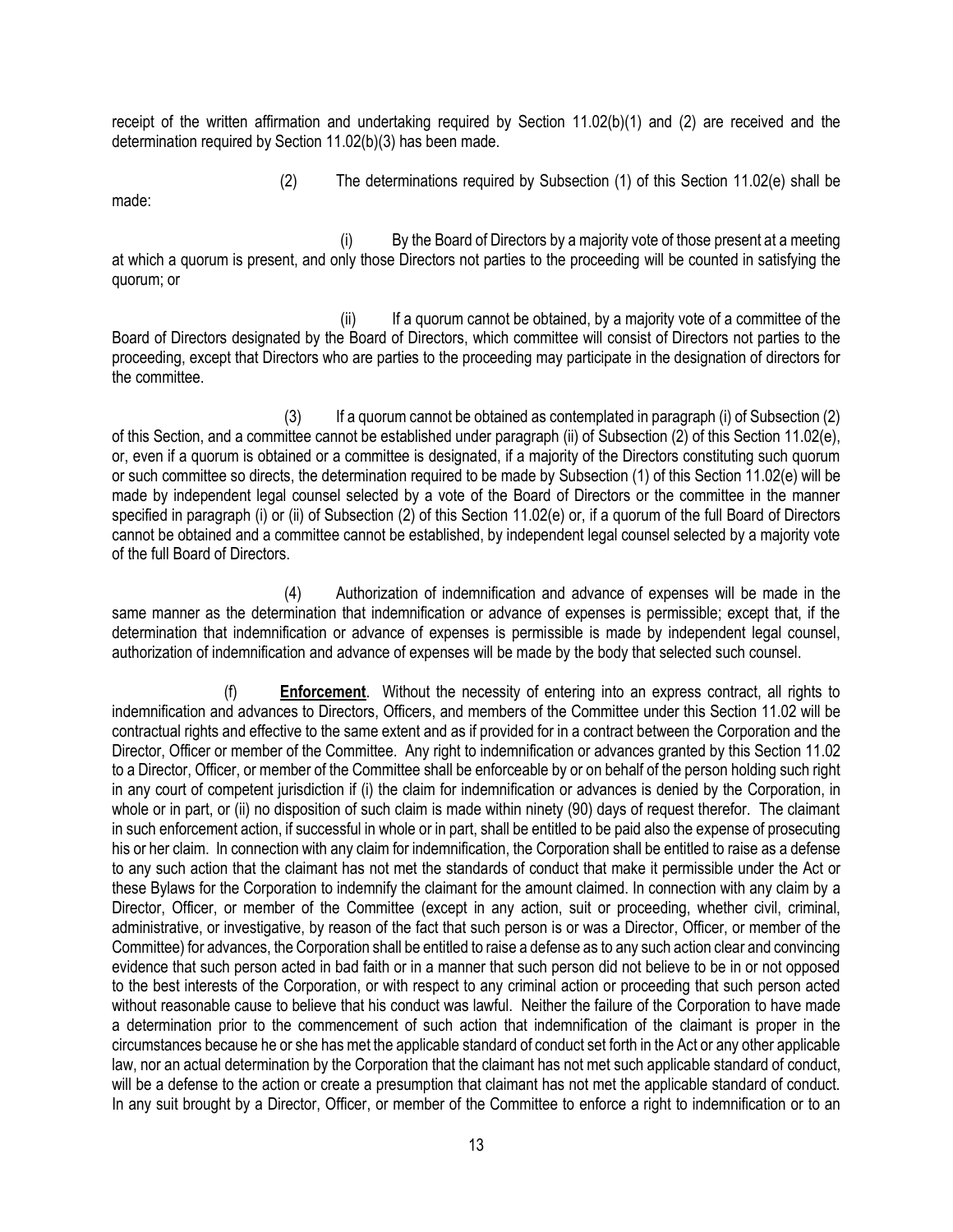receipt of the written affirmation and undertaking required by Section 11.02(b)(1) and (2) are received and the determination required by Section 11.02(b)(3) has been made.

(2) The determinations required by Subsection (1) of this Section 11.02(e) shall be made:

(i) By the Board of Directors by a majority vote of those present at a meeting at which a quorum is present, and only those Directors not parties to the proceeding will be counted in satisfying the quorum; or

(ii) If a quorum cannot be obtained, by a majority vote of a committee of the Board of Directors designated by the Board of Directors, which committee will consist of Directors not parties to the proceeding, except that Directors who are parties to the proceeding may participate in the designation of directors for the committee.

(3) If a quorum cannot be obtained as contemplated in paragraph (i) of Subsection (2) of this Section, and a committee cannot be established under paragraph (ii) of Subsection (2) of this Section 11.02(e), or, even if a quorum is obtained or a committee is designated, if a majority of the Directors constituting such quorum or such committee so directs, the determination required to be made by Subsection (1) of this Section 11.02(e) will be made by independent legal counsel selected by a vote of the Board of Directors or the committee in the manner specified in paragraph (i) or (ii) of Subsection (2) of this Section 11.02(e) or, if a quorum of the full Board of Directors cannot be obtained and a committee cannot be established, by independent legal counsel selected by a majority vote of the full Board of Directors.

(4) Authorization of indemnification and advance of expenses will be made in the same manner as the determination that indemnification or advance of expenses is permissible; except that, if the determination that indemnification or advance of expenses is permissible is made by independent legal counsel, authorization of indemnification and advance of expenses will be made by the body that selected such counsel.

(f) **Enforcement**. Without the necessity of entering into an express contract, all rights to indemnification and advances to Directors, Officers, and members of the Committee under this Section 11.02 will be contractual rights and effective to the same extent and as if provided for in a contract between the Corporation and the Director, Officer or member of the Committee. Any right to indemnification or advances granted by this Section 11.02 to a Director, Officer, or member of the Committee shall be enforceable by or on behalf of the person holding such right in any court of competent jurisdiction if (i) the claim for indemnification or advances is denied by the Corporation, in whole or in part, or (ii) no disposition of such claim is made within ninety (90) days of request therefor. The claimant in such enforcement action, if successful in whole or in part, shall be entitled to be paid also the expense of prosecuting his or her claim. In connection with any claim for indemnification, the Corporation shall be entitled to raise as a defense to any such action that the claimant has not met the standards of conduct that make it permissible under the Act or these Bylaws for the Corporation to indemnify the claimant for the amount claimed. In connection with any claim by a Director, Officer, or member of the Committee (except in any action, suit or proceeding, whether civil, criminal, administrative, or investigative, by reason of the fact that such person is or was a Director, Officer, or member of the Committee) for advances, the Corporation shall be entitled to raise a defense as to any such action clear and convincing evidence that such person acted in bad faith or in a manner that such person did not believe to be in or not opposed to the best interests of the Corporation, or with respect to any criminal action or proceeding that such person acted without reasonable cause to believe that his conduct was lawful. Neither the failure of the Corporation to have made a determination prior to the commencement of such action that indemnification of the claimant is proper in the circumstances because he or she has met the applicable standard of conduct set forth in the Act or any other applicable law, nor an actual determination by the Corporation that the claimant has not met such applicable standard of conduct, will be a defense to the action or create a presumption that claimant has not met the applicable standard of conduct. In any suit brought by a Director, Officer, or member of the Committee to enforce a right to indemnification or to an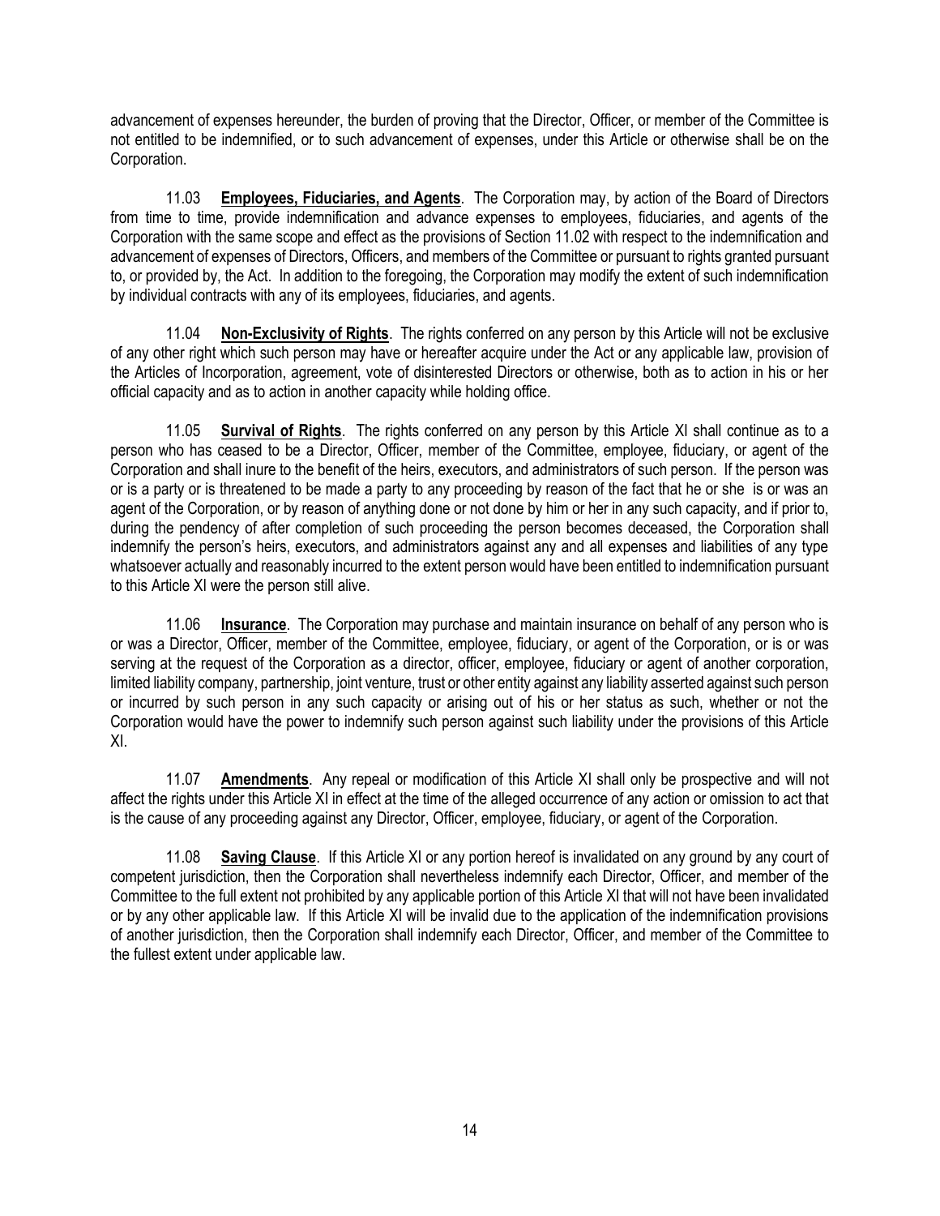advancement of expenses hereunder, the burden of proving that the Director, Officer, or member of the Committee is not entitled to be indemnified, or to such advancement of expenses, under this Article or otherwise shall be on the Corporation.

11.03 **Employees, Fiduciaries, and Agents**. The Corporation may, by action of the Board of Directors from time to time, provide indemnification and advance expenses to employees, fiduciaries, and agents of the Corporation with the same scope and effect as the provisions of Section 11.02 with respect to the indemnification and advancement of expenses of Directors, Officers, and members of the Committee or pursuant to rights granted pursuant to, or provided by, the Act. In addition to the foregoing, the Corporation may modify the extent of such indemnification by individual contracts with any of its employees, fiduciaries, and agents.

11.04 **Non-Exclusivity of Rights**. The rights conferred on any person by this Article will not be exclusive of any other right which such person may have or hereafter acquire under the Act or any applicable law, provision of the Articles of Incorporation, agreement, vote of disinterested Directors or otherwise, both as to action in his or her official capacity and as to action in another capacity while holding office.

11.05 **Survival of Rights**. The rights conferred on any person by this Article XI shall continue as to a person who has ceased to be a Director, Officer, member of the Committee, employee, fiduciary, or agent of the Corporation and shall inure to the benefit of the heirs, executors, and administrators of such person. If the person was or is a party or is threatened to be made a party to any proceeding by reason of the fact that he or she is or was an agent of the Corporation, or by reason of anything done or not done by him or her in any such capacity, and if prior to, during the pendency of after completion of such proceeding the person becomes deceased, the Corporation shall indemnify the person's heirs, executors, and administrators against any and all expenses and liabilities of any type whatsoever actually and reasonably incurred to the extent person would have been entitled to indemnification pursuant to this Article XI were the person still alive.

11.06 **Insurance**. The Corporation may purchase and maintain insurance on behalf of any person who is or was a Director, Officer, member of the Committee, employee, fiduciary, or agent of the Corporation, or is or was serving at the request of the Corporation as a director, officer, employee, fiduciary or agent of another corporation, limited liability company, partnership, joint venture, trust or other entity against any liability asserted against such person or incurred by such person in any such capacity or arising out of his or her status as such, whether or not the Corporation would have the power to indemnify such person against such liability under the provisions of this Article XI.

11.07 **Amendments**. Any repeal or modification of this Article XI shall only be prospective and will not affect the rights under this Article XI in effect at the time of the alleged occurrence of any action or omission to act that is the cause of any proceeding against any Director, Officer, employee, fiduciary, or agent of the Corporation.

11.08 **Saving Clause**. If this Article XI or any portion hereof is invalidated on any ground by any court of competent jurisdiction, then the Corporation shall nevertheless indemnify each Director, Officer, and member of the Committee to the full extent not prohibited by any applicable portion of this Article XI that will not have been invalidated or by any other applicable law. If this Article XI will be invalid due to the application of the indemnification provisions of another jurisdiction, then the Corporation shall indemnify each Director, Officer, and member of the Committee to the fullest extent under applicable law.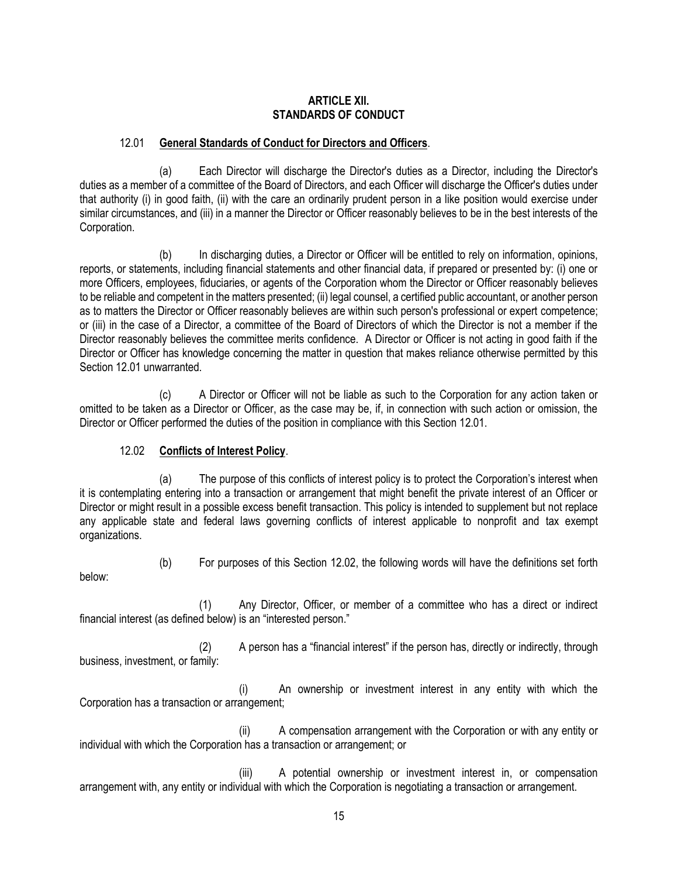## ARTICLE XII.
## STANDARDS OF CONDUCT

12.01 **General Standards of Conduct for Directors and Officers**.

(a) Each Director will discharge the Director's duties as a Director, including the Director's duties as a member of a committee of the Board of Directors, and each Officer will discharge the Officer's duties under that authority (i) in good faith, (ii) with the care an ordinarily prudent person in a like position would exercise under similar circumstances, and (iii) in a manner the Director or Officer reasonably believes to be in the best interests of the Corporation.

(b) In discharging duties, a Director or Officer will be entitled to rely on information, opinions, reports, or statements, including financial statements and other financial data, if prepared or presented by: (i) one or more Officers, employees, fiduciaries, or agents of the Corporation whom the Director or Officer reasonably believes to be reliable and competent in the matters presented; (ii) legal counsel, a certified public accountant, or another person as to matters the Director or Officer reasonably believes are within such person's professional or expert competence; or (iii) in the case of a Director, a committee of the Board of Directors of which the Director is not a member if the Director reasonably believes the committee merits confidence. A Director or Officer is not acting in good faith if the Director or Officer has knowledge concerning the matter in question that makes reliance otherwise permitted by this Section 12.01 unwarranted.

(c) A Director or Officer will not be liable as such to the Corporation for any action taken or omitted to be taken as a Director or Officer, as the case may be, if, in connection with such action or omission, the Director or Officer performed the duties of the position in compliance with this Section 12.01.

12.02 **Conflicts of Interest Policy**.

(a) The purpose of this conflicts of interest policy is to protect the Corporation's interest when it is contemplating entering into a transaction or arrangement that might benefit the private interest of an Officer or Director or might result in a possible excess benefit transaction. This policy is intended to supplement but not replace any applicable state and federal laws governing conflicts of interest applicable to nonprofit and tax exempt organizations.

(b) For purposes of this Section 12.02, the following words will have the definitions set forth below:

(1) Any Director, Officer, or member of a committee who has a direct or indirect financial interest (as defined below) is an "interested person."

(2) A person has a "financial interest" if the person has, directly or indirectly, through business, investment, or family:

(i) An ownership or investment interest in any entity with which the Corporation has a transaction or arrangement;

(ii) A compensation arrangement with the Corporation or with any entity or individual with which the Corporation has a transaction or arrangement; or

(iii) A potential ownership or investment interest in, or compensation arrangement with, any entity or individual with which the Corporation is negotiating a transaction or arrangement.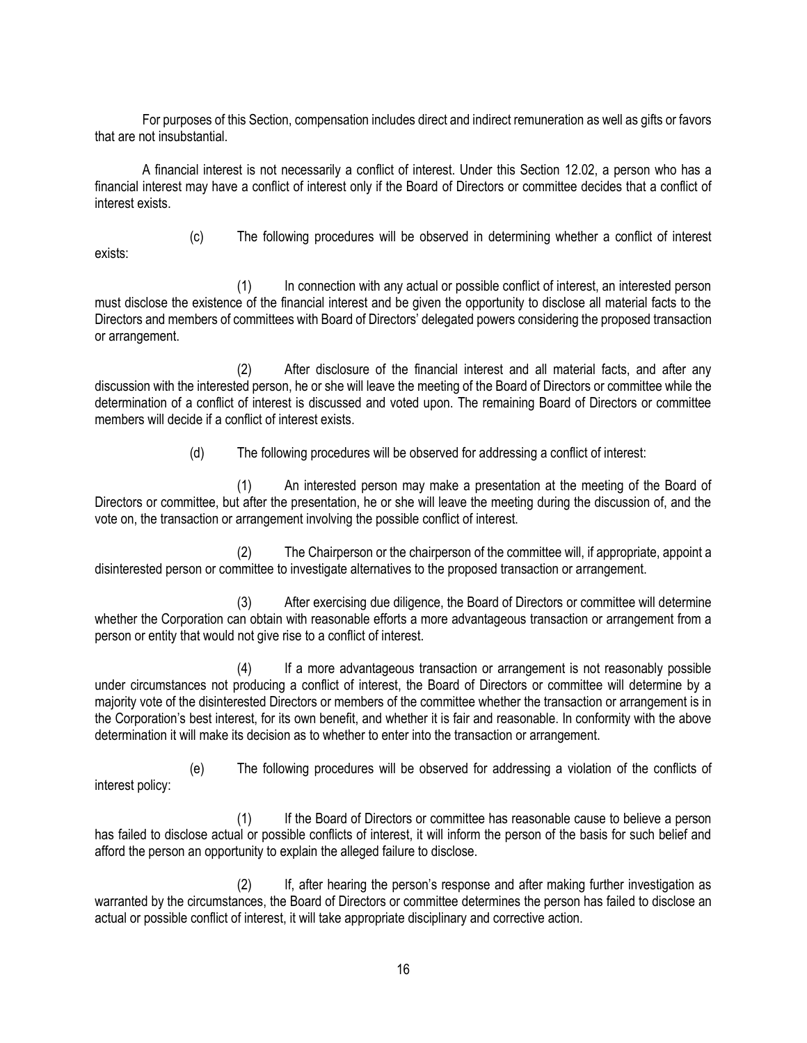For purposes of this Section, compensation includes direct and indirect remuneration as well as gifts or favors that are not insubstantial.

A financial interest is not necessarily a conflict of interest. Under this Section 12.02, a person who has a financial interest may have a conflict of interest only if the Board of Directors or committee decides that a conflict of interest exists.

(c) The following procedures will be observed in determining whether a conflict of interest exists:

(1) In connection with any actual or possible conflict of interest, an interested person must disclose the existence of the financial interest and be given the opportunity to disclose all material facts to the Directors and members of committees with Board of Directors' delegated powers considering the proposed transaction or arrangement.

(2) After disclosure of the financial interest and all material facts, and after any discussion with the interested person, he or she will leave the meeting of the Board of Directors or committee while the determination of a conflict of interest is discussed and voted upon. The remaining Board of Directors or committee members will decide if a conflict of interest exists.

(d) The following procedures will be observed for addressing a conflict of interest:

(1) An interested person may make a presentation at the meeting of the Board of Directors or committee, but after the presentation, he or she will leave the meeting during the discussion of, and the vote on, the transaction or arrangement involving the possible conflict of interest.

(2) The Chairperson or the chairperson of the committee will, if appropriate, appoint a disinterested person or committee to investigate alternatives to the proposed transaction or arrangement.

(3) After exercising due diligence, the Board of Directors or committee will determine whether the Corporation can obtain with reasonable efforts a more advantageous transaction or arrangement from a person or entity that would not give rise to a conflict of interest.

(4) If a more advantageous transaction or arrangement is not reasonably possible under circumstances not producing a conflict of interest, the Board of Directors or committee will determine by a majority vote of the disinterested Directors or members of the committee whether the transaction or arrangement is in the Corporation's best interest, for its own benefit, and whether it is fair and reasonable. In conformity with the above determination it will make its decision as to whether to enter into the transaction or arrangement.

(e) The following procedures will be observed for addressing a violation of the conflicts of interest policy:

(1) If the Board of Directors or committee has reasonable cause to believe a person has failed to disclose actual or possible conflicts of interest, it will inform the person of the basis for such belief and afford the person an opportunity to explain the alleged failure to disclose.

(2) If, after hearing the person's response and after making further investigation as warranted by the circumstances, the Board of Directors or committee determines the person has failed to disclose an actual or possible conflict of interest, it will take appropriate disciplinary and corrective action.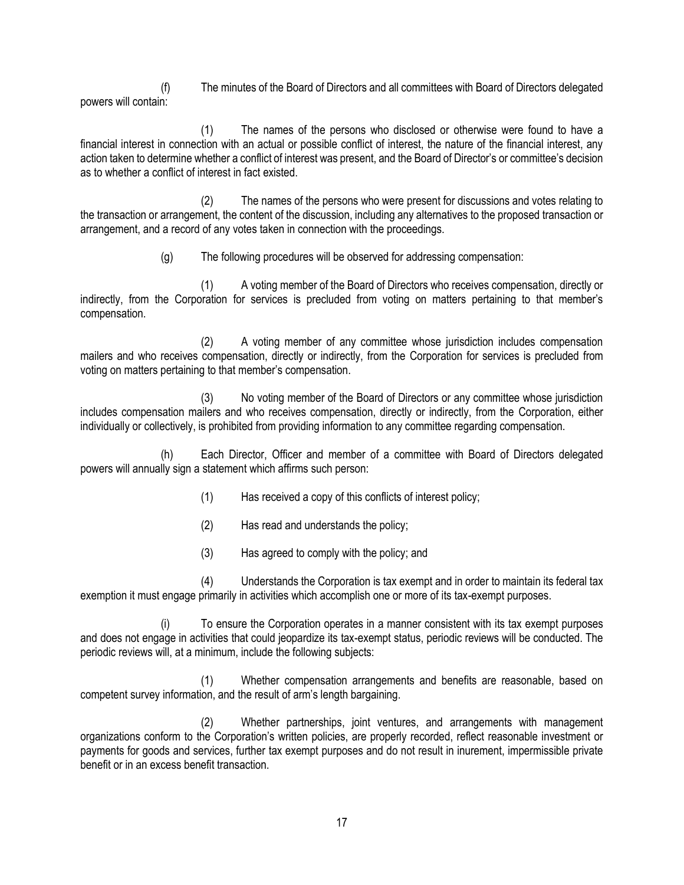(f) The minutes of the Board of Directors and all committees with Board of Directors delegated powers will contain:

(1) The names of the persons who disclosed or otherwise were found to have a financial interest in connection with an actual or possible conflict of interest, the nature of the financial interest, any action taken to determine whether a conflict of interest was present, and the Board of Director's or committee's decision as to whether a conflict of interest in fact existed.

(2) The names of the persons who were present for discussions and votes relating to the transaction or arrangement, the content of the discussion, including any alternatives to the proposed transaction or arrangement, and a record of any votes taken in connection with the proceedings.

(g) The following procedures will be observed for addressing compensation:

(1) A voting member of the Board of Directors who receives compensation, directly or indirectly, from the Corporation for services is precluded from voting on matters pertaining to that member's compensation.

(2) A voting member of any committee whose jurisdiction includes compensation mailers and who receives compensation, directly or indirectly, from the Corporation for services is precluded from voting on matters pertaining to that member's compensation.

(3) No voting member of the Board of Directors or any committee whose jurisdiction includes compensation mailers and who receives compensation, directly or indirectly, from the Corporation, either individually or collectively, is prohibited from providing information to any committee regarding compensation.

(h) Each Director, Officer and member of a committee with Board of Directors delegated powers will annually sign a statement which affirms such person:

(1) Has received a copy of this conflicts of interest policy;

(2) Has read and understands the policy;

(3) Has agreed to comply with the policy; and

(4) Understands the Corporation is tax exempt and in order to maintain its federal tax exemption it must engage primarily in activities which accomplish one or more of its tax-exempt purposes.

(i) To ensure the Corporation operates in a manner consistent with its tax exempt purposes and does not engage in activities that could jeopardize its tax-exempt status, periodic reviews will be conducted. The periodic reviews will, at a minimum, include the following subjects:

(1) Whether compensation arrangements and benefits are reasonable, based on competent survey information, and the result of arm's length bargaining.

(2) Whether partnerships, joint ventures, and arrangements with management organizations conform to the Corporation's written policies, are properly recorded, reflect reasonable investment or payments for goods and services, further tax exempt purposes and do not result in inurement, impermissible private benefit or in an excess benefit transaction.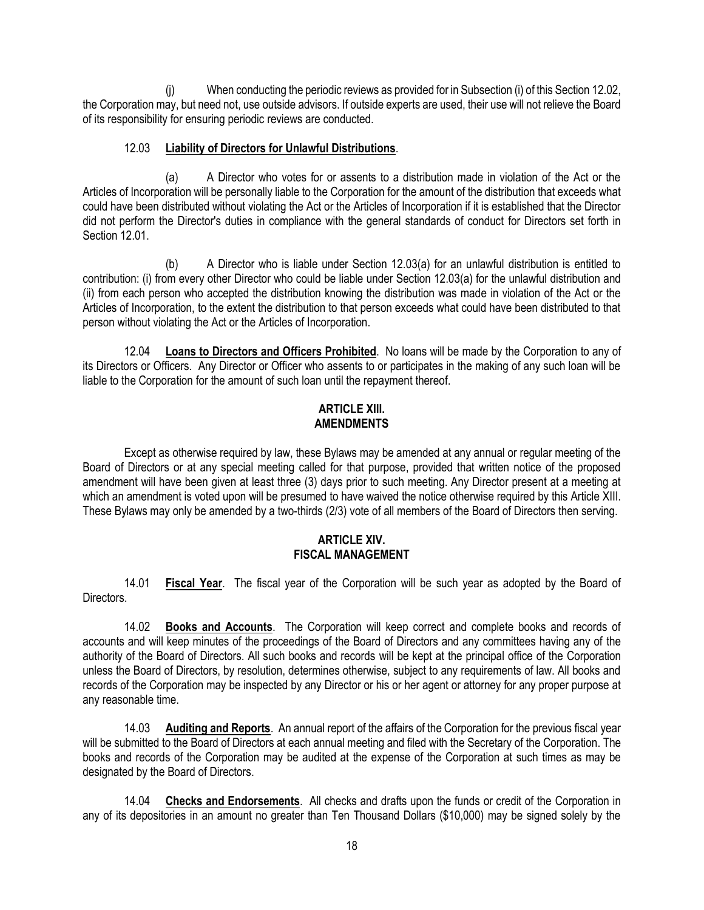(j) When conducting the periodic reviews as provided for in Subsection (i) of this Section 12.02, the Corporation may, but need not, use outside advisors. If outside experts are used, their use will not relieve the Board of its responsibility for ensuring periodic reviews are conducted.

12.03 **Liability of Directors for Unlawful Distributions**.

(a) A Director who votes for or assents to a distribution made in violation of the Act or the Articles of Incorporation will be personally liable to the Corporation for the amount of the distribution that exceeds what could have been distributed without violating the Act or the Articles of Incorporation if it is established that the Director did not perform the Director's duties in compliance with the general standards of conduct for Directors set forth in Section 12.01.

(b) A Director who is liable under Section 12.03(a) for an unlawful distribution is entitled to contribution: (i) from every other Director who could be liable under Section 12.03(a) for the unlawful distribution and (ii) from each person who accepted the distribution knowing the distribution was made in violation of the Act or the Articles of Incorporation, to the extent the distribution to that person exceeds what could have been distributed to that person without violating the Act or the Articles of Incorporation.

12.04 **Loans to Directors and Officers Prohibited**. No loans will be made by the Corporation to any of its Directors or Officers. Any Director or Officer who assents to or participates in the making of any such loan will be liable to the Corporation for the amount of such loan until the repayment thereof.

## ARTICLE XIII.
## AMENDMENTS

Except as otherwise required by law, these Bylaws may be amended at any annual or regular meeting of the Board of Directors or at any special meeting called for that purpose, provided that written notice of the proposed amendment will have been given at least three (3) days prior to such meeting. Any Director present at a meeting at which an amendment is voted upon will be presumed to have waived the notice otherwise required by this Article XIII. These Bylaws may only be amended by a two-thirds (2/3) vote of all members of the Board of Directors then serving.

## ARTICLE XIV.
## FISCAL MANAGEMENT

14.01 **Fiscal Year**. The fiscal year of the Corporation will be such year as adopted by the Board of Directors.

14.02 **Books and Accounts**. The Corporation will keep correct and complete books and records of accounts and will keep minutes of the proceedings of the Board of Directors and any committees having any of the authority of the Board of Directors. All such books and records will be kept at the principal office of the Corporation unless the Board of Directors, by resolution, determines otherwise, subject to any requirements of law. All books and records of the Corporation may be inspected by any Director or his or her agent or attorney for any proper purpose at any reasonable time.

14.03 **Auditing and Reports**. An annual report of the affairs of the Corporation for the previous fiscal year will be submitted to the Board of Directors at each annual meeting and filed with the Secretary of the Corporation. The books and records of the Corporation may be audited at the expense of the Corporation at such times as may be designated by the Board of Directors.

14.04 **Checks and Endorsements**. All checks and drafts upon the funds or credit of the Corporation in any of its depositories in an amount no greater than Ten Thousand Dollars ($10,000) may be signed solely by the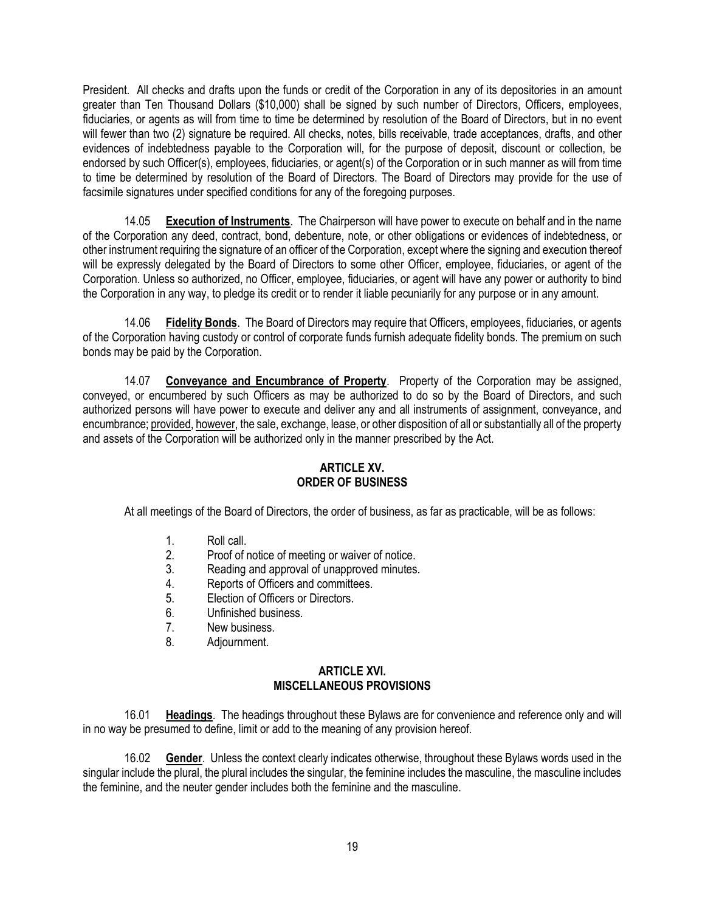President. All checks and drafts upon the funds or credit of the Corporation in any of its depositories in an amount greater than Ten Thousand Dollars ($10,000) shall be signed by such number of Directors, Officers, employees, fiduciaries, or agents as will from time to time be determined by resolution of the Board of Directors, but in no event will fewer than two (2) signature be required. All checks, notes, bills receivable, trade acceptances, drafts, and other evidences of indebtedness payable to the Corporation will, for the purpose of deposit, discount or collection, be endorsed by such Officer(s), employees, fiduciaries, or agent(s) of the Corporation or in such manner as will from time to time be determined by resolution of the Board of Directors. The Board of Directors may provide for the use of facsimile signatures under specified conditions for any of the foregoing purposes.

14.05 **Execution of Instruments**. The Chairperson will have power to execute on behalf and in the name of the Corporation any deed, contract, bond, debenture, note, or other obligations or evidences of indebtedness, or other instrument requiring the signature of an officer of the Corporation, except where the signing and execution thereof will be expressly delegated by the Board of Directors to some other Officer, employee, fiduciaries, or agent of the Corporation. Unless so authorized, no Officer, employee, fiduciaries, or agent will have any power or authority to bind the Corporation in any way, to pledge its credit or to render it liable pecuniarily for any purpose or in any amount.

14.06 **Fidelity Bonds**. The Board of Directors may require that Officers, employees, fiduciaries, or agents of the Corporation having custody or control of corporate funds furnish adequate fidelity bonds. The premium on such bonds may be paid by the Corporation.

14.07 **Conveyance and Encumbrance of Property**. Property of the Corporation may be assigned, conveyed, or encumbered by such Officers as may be authorized to do so by the Board of Directors, and such authorized persons will have power to execute and deliver any and all instruments of assignment, conveyance, and encumbrance; provided, however, the sale, exchange, lease, or other disposition of all or substantially all of the property and assets of the Corporation will be authorized only in the manner prescribed by the Act.

## ARTICLE XV.
## ORDER OF BUSINESS

At all meetings of the Board of Directors, the order of business, as far as practicable, will be as follows:

1. Roll call.
2. Proof of notice of meeting or waiver of notice.
3. Reading and approval of unapproved minutes.
4. Reports of Officers and committees.
5. Election of Officers or Directors.
6. Unfinished business.
7. New business.
8. Adjournment.

## ARTICLE XVI.
## MISCELLANEOUS PROVISIONS

16.01 **Headings**. The headings throughout these Bylaws are for convenience and reference only and will in no way be presumed to define, limit or add to the meaning of any provision hereof.

16.02 **Gender**. Unless the context clearly indicates otherwise, throughout these Bylaws words used in the singular include the plural, the plural includes the singular, the feminine includes the masculine, the masculine includes the feminine, and the neuter gender includes both the feminine and the masculine.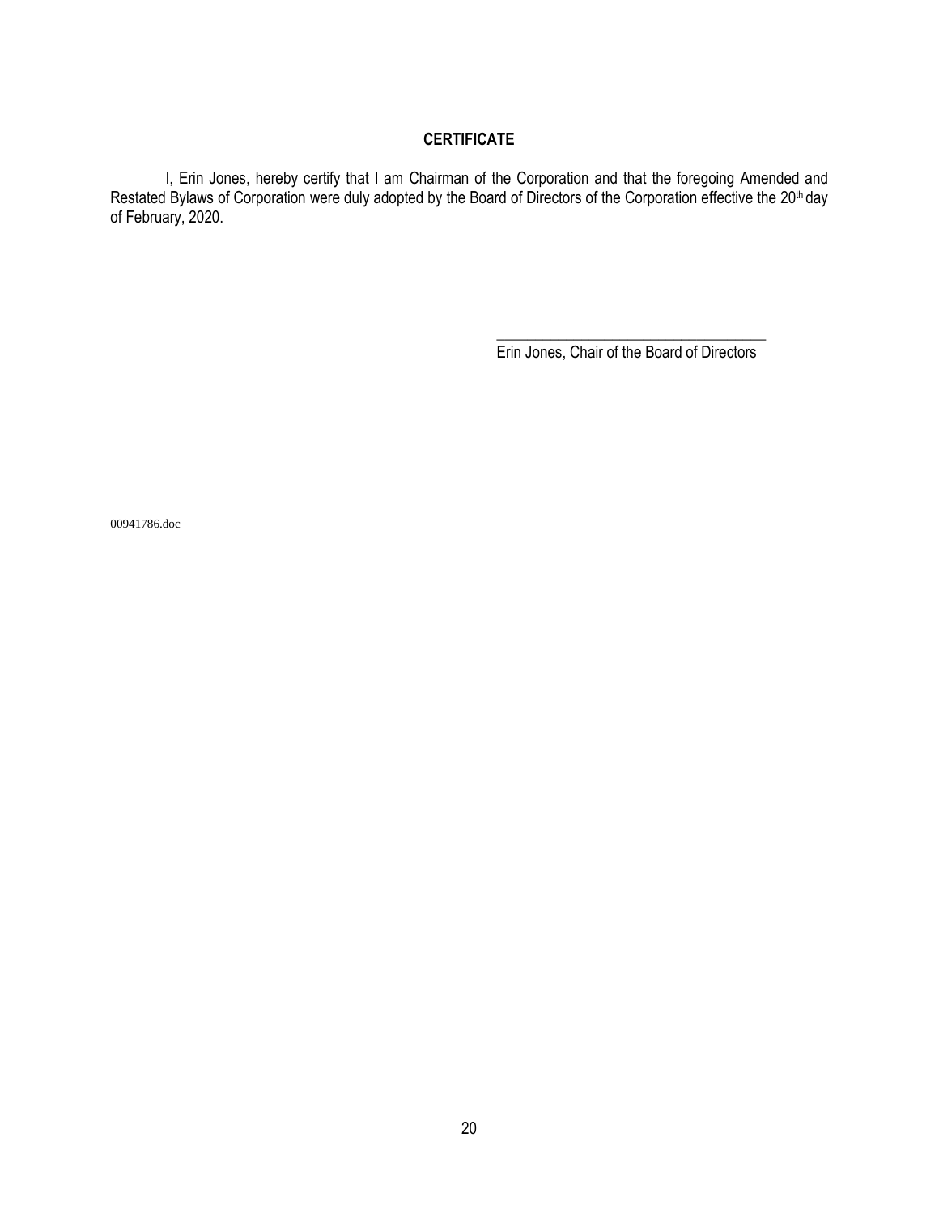## CERTIFICATE

I, Erin Jones, hereby certify that I am Chairman of the Corporation and that the foregoing Amended and Restated Bylaws of Corporation were duly adopted by the Board of Directors of the Corporation effective the 20th day of February, 2020.

\_\_\_\_\_\_\_\_\_\_\_\_\_\_\_\_\_\_\_\_\_\_\_\_\_\_\_\_\_\_\_\_\_\_\_\_

Erin Jones, Chair of the Board of Directors

00941786.doc